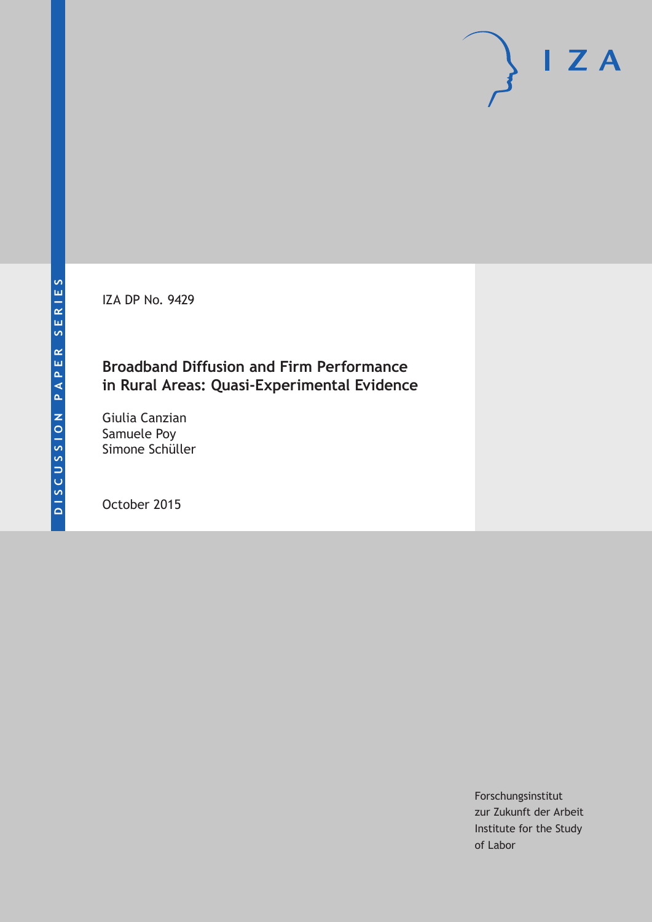DISCUSSION PAPER SERIES

IZA DP No. 9429

# Broadband Diffusion and Firm Performance in Rural Areas: Quasi-Experimental Evidence

Giulia Canzian
Samuele Poy
Simone Schüller

October 2015

Forschungsinstitut
zur Zukunft der Arbeit
Institute for the Study
of Labor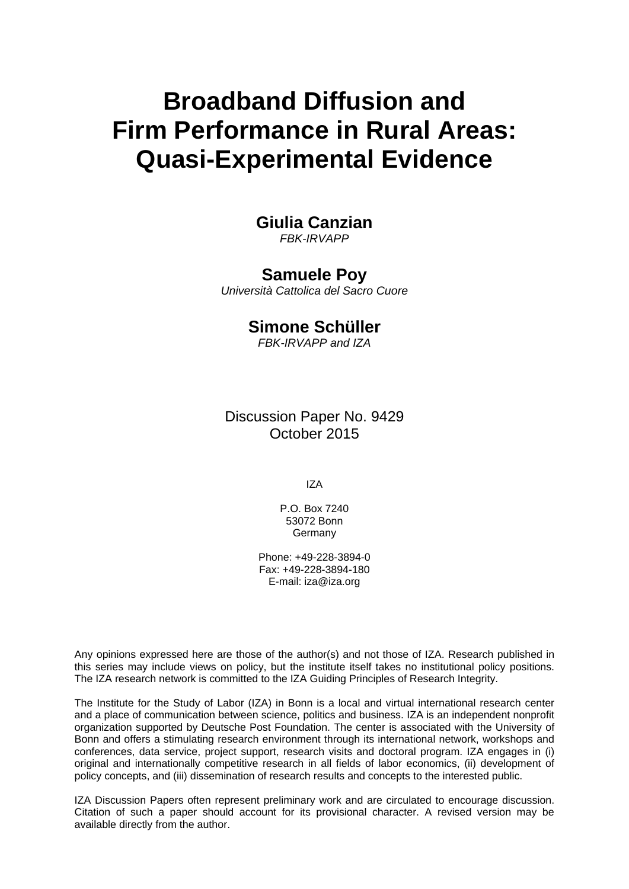# Broadband Diffusion and Firm Performance in Rural Areas: Quasi-Experimental Evidence

**Giulia Canzian**
*FBK-IRVAPP*

**Samuele Poy**
*Università Cattolica del Sacro Cuore*

**Simone Schüller**
*FBK-IRVAPP and IZA*

Discussion Paper No. 9429
October 2015

IZA

P.O. Box 7240
53072 Bonn
Germany

Phone: +49-228-3894-0
Fax: +49-228-3894-180
E-mail: iza@iza.org

Any opinions expressed here are those of the author(s) and not those of IZA. Research published in this series may include views on policy, but the institute itself takes no institutional policy positions. The IZA research network is committed to the IZA Guiding Principles of Research Integrity.

The Institute for the Study of Labor (IZA) in Bonn is a local and virtual international research center and a place of communication between science, politics and business. IZA is an independent nonprofit organization supported by Deutsche Post Foundation. The center is associated with the University of Bonn and offers a stimulating research environment through its international network, workshops and conferences, data service, project support, research visits and doctoral program. IZA engages in (i) original and internationally competitive research in all fields of labor economics, (ii) development of policy concepts, and (iii) dissemination of research results and concepts to the interested public.

IZA Discussion Papers often represent preliminary work and are circulated to encourage discussion. Citation of such a paper should account for its provisional character. A revised version may be available directly from the author.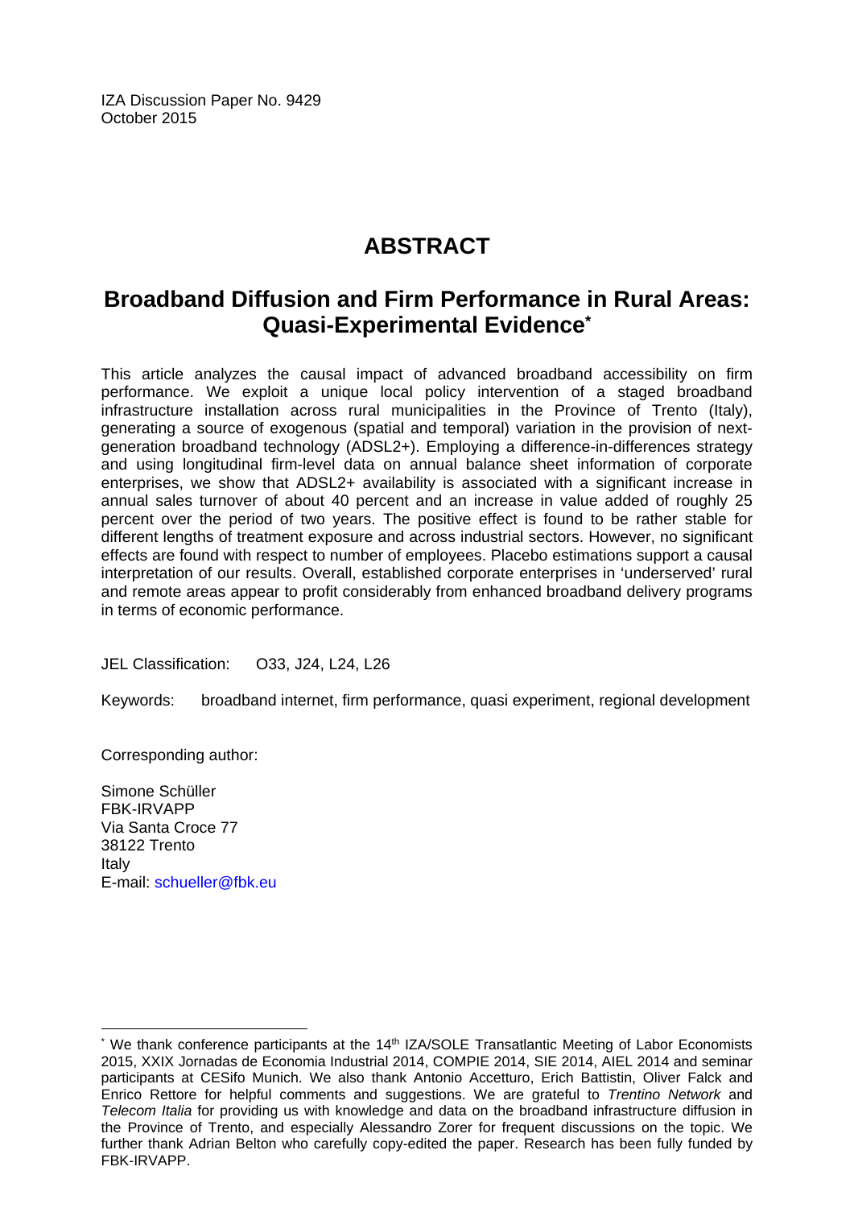IZA Discussion Paper No. 9429
October 2015

# ABSTRACT

## Broadband Diffusion and Firm Performance in Rural Areas: Quasi-Experimental Evidence*

This article analyzes the causal impact of advanced broadband accessibility on firm performance. We exploit a unique local policy intervention of a staged broadband infrastructure installation across rural municipalities in the Province of Trento (Italy), generating a source of exogenous (spatial and temporal) variation in the provision of next-generation broadband technology (ADSL2+). Employing a difference-in-differences strategy and using longitudinal firm-level data on annual balance sheet information of corporate enterprises, we show that ADSL2+ availability is associated with a significant increase in annual sales turnover of about 40 percent and an increase in value added of roughly 25 percent over the period of two years. The positive effect is found to be rather stable for different lengths of treatment exposure and across industrial sectors. However, no significant effects are found with respect to number of employees. Placebo estimations support a causal interpretation of our results. Overall, established corporate enterprises in 'underserved' rural and remote areas appear to profit considerably from enhanced broadband delivery programs in terms of economic performance.

JEL Classification: O33, J24, L24, L26

Keywords: broadband internet, firm performance, quasi experiment, regional development

Corresponding author:

Simone Schüller
FBK-IRVAPP
Via Santa Croce 77
38122 Trento
Italy
E-mail: schueller@fbk.eu

---

* We thank conference participants at the 14th IZA/SOLE Transatlantic Meeting of Labor Economists 2015, XXIX Jornadas de Economia Industrial 2014, COMPIE 2014, SIE 2014, AIEL 2014 and seminar participants at CESifo Munich. We also thank Antonio Accetturo, Erich Battistin, Oliver Falck and Enrico Rettore for helpful comments and suggestions. We are grateful to *Trentino Network* and *Telecom Italia* for providing us with knowledge and data on the broadband infrastructure diffusion in the Province of Trento, and especially Alessandro Zorer for frequent discussions on the topic. We further thank Adrian Belton who carefully copy-edited the paper. Research has been fully funded by FBK-IRVAPP.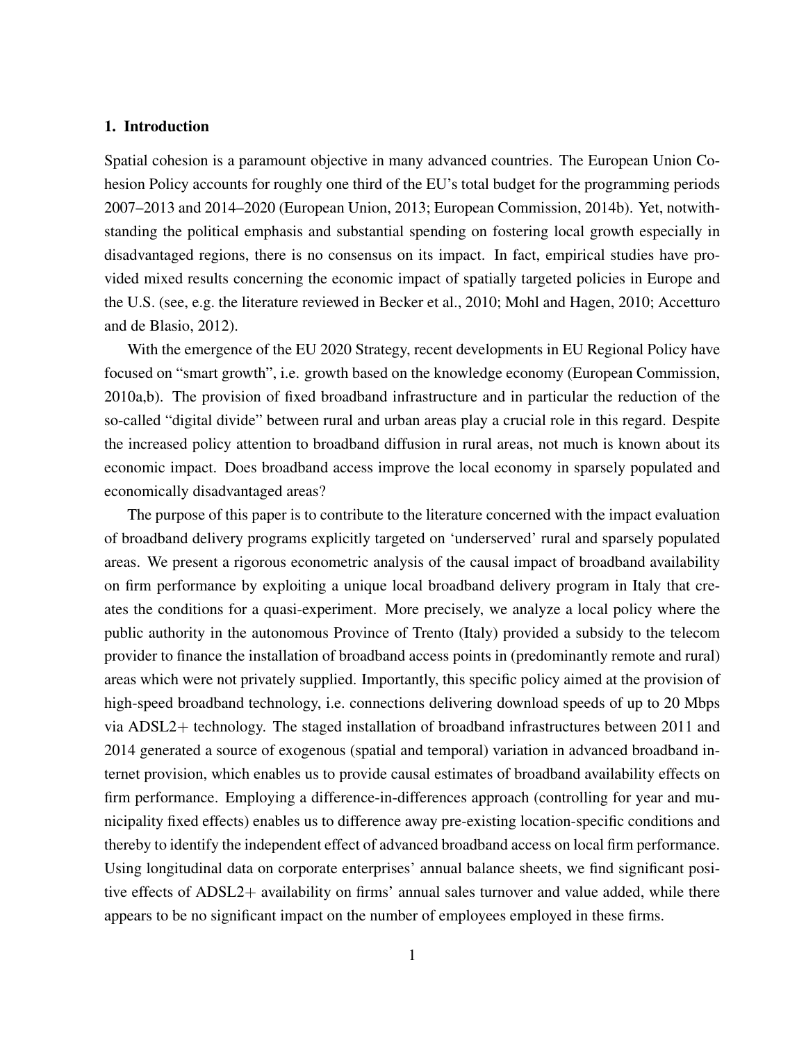## 1. Introduction

Spatial cohesion is a paramount objective in many advanced countries. The European Union Cohesion Policy accounts for roughly one third of the EU's total budget for the programming periods 2007–2013 and 2014–2020 (European Union, 2013; European Commission, 2014b). Yet, notwithstanding the political emphasis and substantial spending on fostering local growth especially in disadvantaged regions, there is no consensus on its impact. In fact, empirical studies have provided mixed results concerning the economic impact of spatially targeted policies in Europe and the U.S. (see, e.g. the literature reviewed in Becker et al., 2010; Mohl and Hagen, 2010; Accetturo and de Blasio, 2012).

With the emergence of the EU 2020 Strategy, recent developments in EU Regional Policy have focused on "smart growth", i.e. growth based on the knowledge economy (European Commission, 2010a,b). The provision of fixed broadband infrastructure and in particular the reduction of the so-called "digital divide" between rural and urban areas play a crucial role in this regard. Despite the increased policy attention to broadband diffusion in rural areas, not much is known about its economic impact. Does broadband access improve the local economy in sparsely populated and economically disadvantaged areas?

The purpose of this paper is to contribute to the literature concerned with the impact evaluation of broadband delivery programs explicitly targeted on 'underserved' rural and sparsely populated areas. We present a rigorous econometric analysis of the causal impact of broadband availability on firm performance by exploiting a unique local broadband delivery program in Italy that creates the conditions for a quasi-experiment. More precisely, we analyze a local policy where the public authority in the autonomous Province of Trento (Italy) provided a subsidy to the telecom provider to finance the installation of broadband access points in (predominantly remote and rural) areas which were not privately supplied. Importantly, this specific policy aimed at the provision of high-speed broadband technology, i.e. connections delivering download speeds of up to 20 Mbps via ADSL2+ technology. The staged installation of broadband infrastructures between 2011 and 2014 generated a source of exogenous (spatial and temporal) variation in advanced broadband internet provision, which enables us to provide causal estimates of broadband availability effects on firm performance. Employing a difference-in-differences approach (controlling for year and municipality fixed effects) enables us to difference away pre-existing location-specific conditions and thereby to identify the independent effect of advanced broadband access on local firm performance. Using longitudinal data on corporate enterprises' annual balance sheets, we find significant positive effects of ADSL2+ availability on firms' annual sales turnover and value added, while there appears to be no significant impact on the number of employees employed in these firms.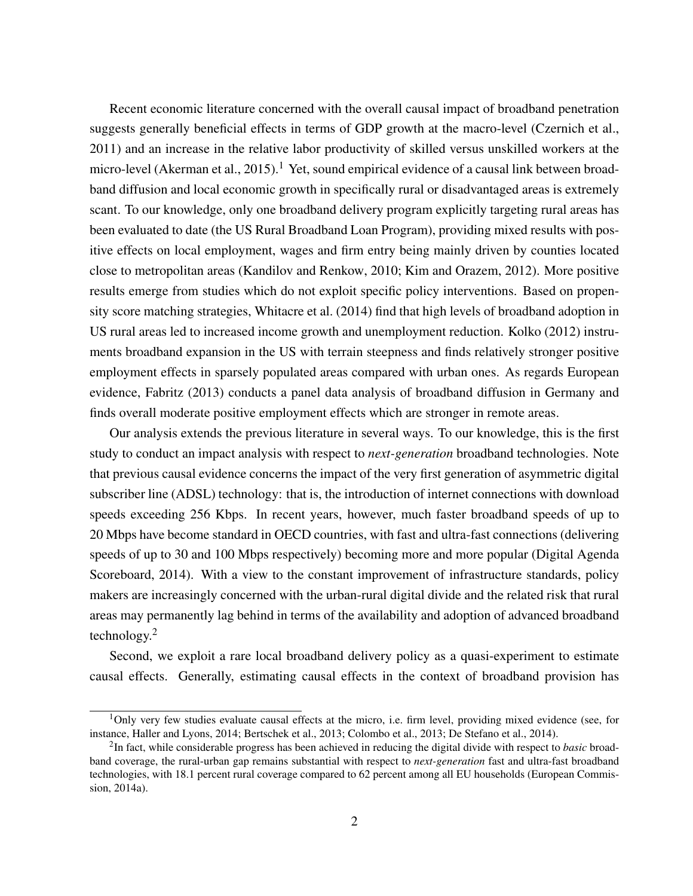Recent economic literature concerned with the overall causal impact of broadband penetration suggests generally beneficial effects in terms of GDP growth at the macro-level (Czernich et al., 2011) and an increase in the relative labor productivity of skilled versus unskilled workers at the micro-level (Akerman et al., 2015).[1] Yet, sound empirical evidence of a causal link between broadband diffusion and local economic growth in specifically rural or disadvantaged areas is extremely scant. To our knowledge, only one broadband delivery program explicitly targeting rural areas has been evaluated to date (the US Rural Broadband Loan Program), providing mixed results with positive effects on local employment, wages and firm entry being mainly driven by counties located close to metropolitan areas (Kandilov and Renkow, 2010; Kim and Orazem, 2012). More positive results emerge from studies which do not exploit specific policy interventions. Based on propensity score matching strategies, Whitacre et al. (2014) find that high levels of broadband adoption in US rural areas led to increased income growth and unemployment reduction. Kolko (2012) instruments broadband expansion in the US with terrain steepness and finds relatively stronger positive employment effects in sparsely populated areas compared with urban ones. As regards European evidence, Fabritz (2013) conducts a panel data analysis of broadband diffusion in Germany and finds overall moderate positive employment effects which are stronger in remote areas.

Our analysis extends the previous literature in several ways. To our knowledge, this is the first study to conduct an impact analysis with respect to *next-generation* broadband technologies. Note that previous causal evidence concerns the impact of the very first generation of asymmetric digital subscriber line (ADSL) technology: that is, the introduction of internet connections with download speeds exceeding 256 Kbps. In recent years, however, much faster broadband speeds of up to 20 Mbps have become standard in OECD countries, with fast and ultra-fast connections (delivering speeds of up to 30 and 100 Mbps respectively) becoming more and more popular (Digital Agenda Scoreboard, 2014). With a view to the constant improvement of infrastructure standards, policy makers are increasingly concerned with the urban-rural digital divide and the related risk that rural areas may permanently lag behind in terms of the availability and adoption of advanced broadband technology.[2]

Second, we exploit a rare local broadband delivery policy as a quasi-experiment to estimate causal effects. Generally, estimating causal effects in the context of broadband provision has

[1] Only very few studies evaluate causal effects at the micro, i.e. firm level, providing mixed evidence (see, for instance, Haller and Lyons, 2014; Bertschek et al., 2013; Colombo et al., 2013; De Stefano et al., 2014).

[2] In fact, while considerable progress has been achieved in reducing the digital divide with respect to *basic* broadband coverage, the rural-urban gap remains substantial with respect to *next-generation* fast and ultra-fast broadband technologies, with 18.1 percent rural coverage compared to 62 percent among all EU households (European Commission, 2014a).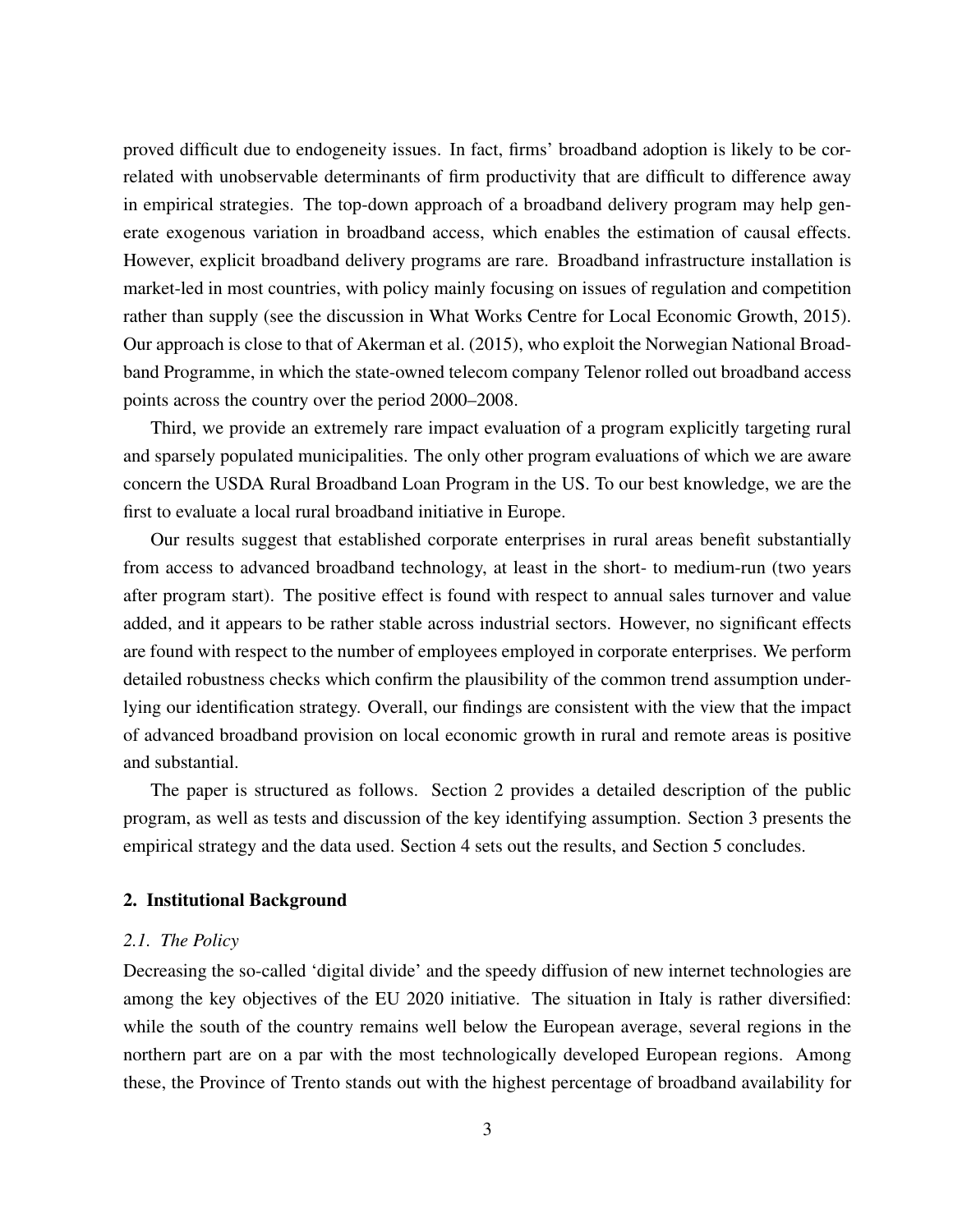proved difficult due to endogeneity issues. In fact, firms' broadband adoption is likely to be correlated with unobservable determinants of firm productivity that are difficult to difference away in empirical strategies. The top-down approach of a broadband delivery program may help generate exogenous variation in broadband access, which enables the estimation of causal effects. However, explicit broadband delivery programs are rare. Broadband infrastructure installation is market-led in most countries, with policy mainly focusing on issues of regulation and competition rather than supply (see the discussion in What Works Centre for Local Economic Growth, 2015). Our approach is close to that of Akerman et al. (2015), who exploit the Norwegian National Broadband Programme, in which the state-owned telecom company Telenor rolled out broadband access points across the country over the period 2000–2008.

Third, we provide an extremely rare impact evaluation of a program explicitly targeting rural and sparsely populated municipalities. The only other program evaluations of which we are aware concern the USDA Rural Broadband Loan Program in the US. To our best knowledge, we are the first to evaluate a local rural broadband initiative in Europe.

Our results suggest that established corporate enterprises in rural areas benefit substantially from access to advanced broadband technology, at least in the short- to medium-run (two years after program start). The positive effect is found with respect to annual sales turnover and value added, and it appears to be rather stable across industrial sectors. However, no significant effects are found with respect to the number of employees employed in corporate enterprises. We perform detailed robustness checks which confirm the plausibility of the common trend assumption underlying our identification strategy. Overall, our findings are consistent with the view that the impact of advanced broadband provision on local economic growth in rural and remote areas is positive and substantial.

The paper is structured as follows. Section 2 provides a detailed description of the public program, as well as tests and discussion of the key identifying assumption. Section 3 presents the empirical strategy and the data used. Section 4 sets out the results, and Section 5 concludes.

## 2. Institutional Background

### *2.1. The Policy*

Decreasing the so-called 'digital divide' and the speedy diffusion of new internet technologies are among the key objectives of the EU 2020 initiative. The situation in Italy is rather diversified: while the south of the country remains well below the European average, several regions in the northern part are on a par with the most technologically developed European regions. Among these, the Province of Trento stands out with the highest percentage of broadband availability for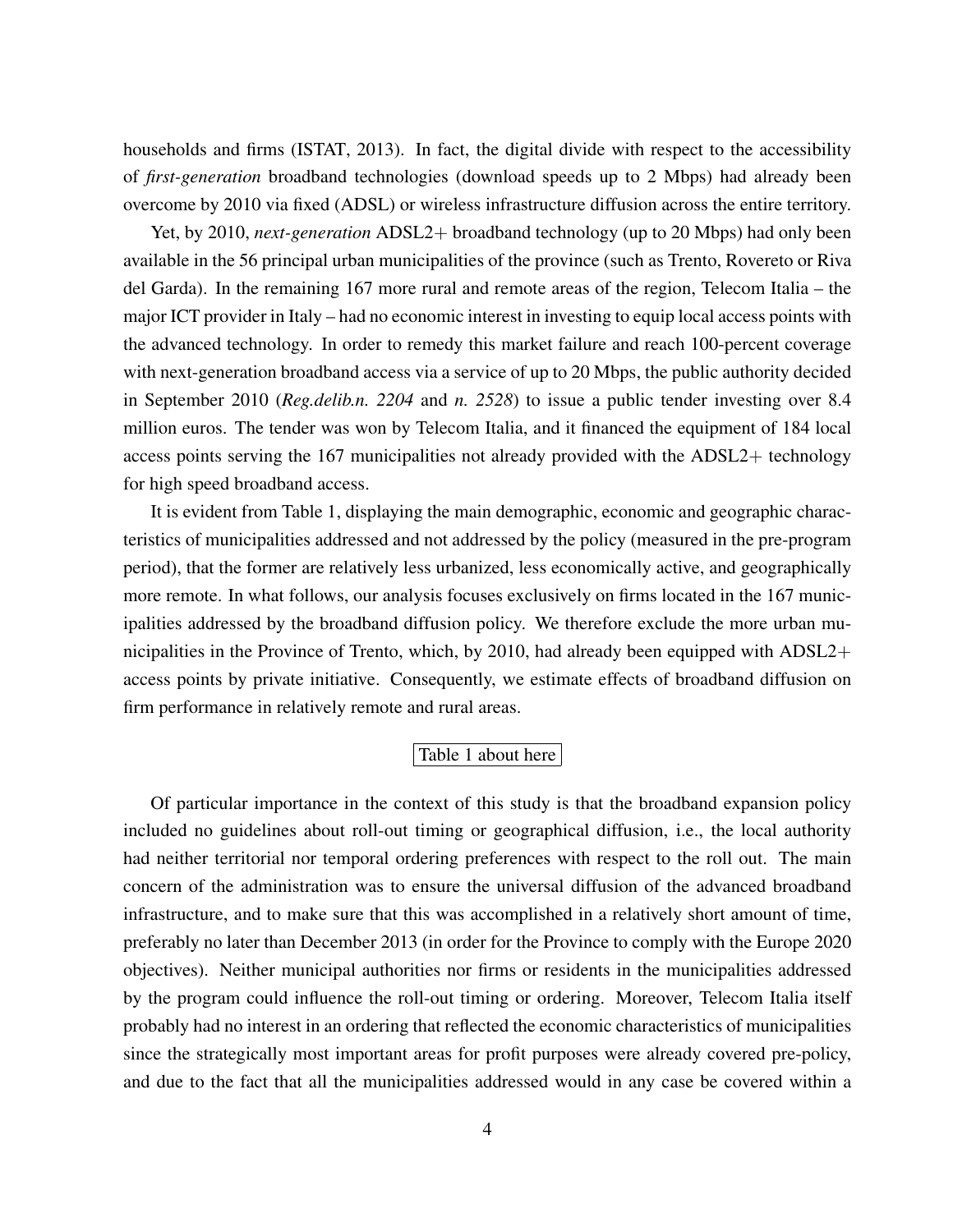households and firms (ISTAT, 2013). In fact, the digital divide with respect to the accessibility of *first-generation* broadband technologies (download speeds up to 2 Mbps) had already been overcome by 2010 via fixed (ADSL) or wireless infrastructure diffusion across the entire territory.

Yet, by 2010, *next-generation* ADSL2+ broadband technology (up to 20 Mbps) had only been available in the 56 principal urban municipalities of the province (such as Trento, Rovereto or Riva del Garda). In the remaining 167 more rural and remote areas of the region, Telecom Italia – the major ICT provider in Italy – had no economic interest in investing to equip local access points with the advanced technology. In order to remedy this market failure and reach 100-percent coverage with next-generation broadband access via a service of up to 20 Mbps, the public authority decided in September 2010 (*Reg.delib.n. 2204* and *n. 2528*) to issue a public tender investing over 8.4 million euros. The tender was won by Telecom Italia, and it financed the equipment of 184 local access points serving the 167 municipalities not already provided with the ADSL2+ technology for high speed broadband access.

It is evident from Table 1, displaying the main demographic, economic and geographic characteristics of municipalities addressed and not addressed by the policy (measured in the pre-program period), that the former are relatively less urbanized, less economically active, and geographically more remote. In what follows, our analysis focuses exclusively on firms located in the 167 municipalities addressed by the broadband diffusion policy. We therefore exclude the more urban municipalities in the Province of Trento, which, by 2010, had already been equipped with ADSL2+ access points by private initiative. Consequently, we estimate effects of broadband diffusion on firm performance in relatively remote and rural areas.

Table 1 about here

Of particular importance in the context of this study is that the broadband expansion policy included no guidelines about roll-out timing or geographical diffusion, i.e., the local authority had neither territorial nor temporal ordering preferences with respect to the roll out. The main concern of the administration was to ensure the universal diffusion of the advanced broadband infrastructure, and to make sure that this was accomplished in a relatively short amount of time, preferably no later than December 2013 (in order for the Province to comply with the Europe 2020 objectives). Neither municipal authorities nor firms or residents in the municipalities addressed by the program could influence the roll-out timing or ordering. Moreover, Telecom Italia itself probably had no interest in an ordering that reflected the economic characteristics of municipalities since the strategically most important areas for profit purposes were already covered pre-policy, and due to the fact that all the municipalities addressed would in any case be covered within a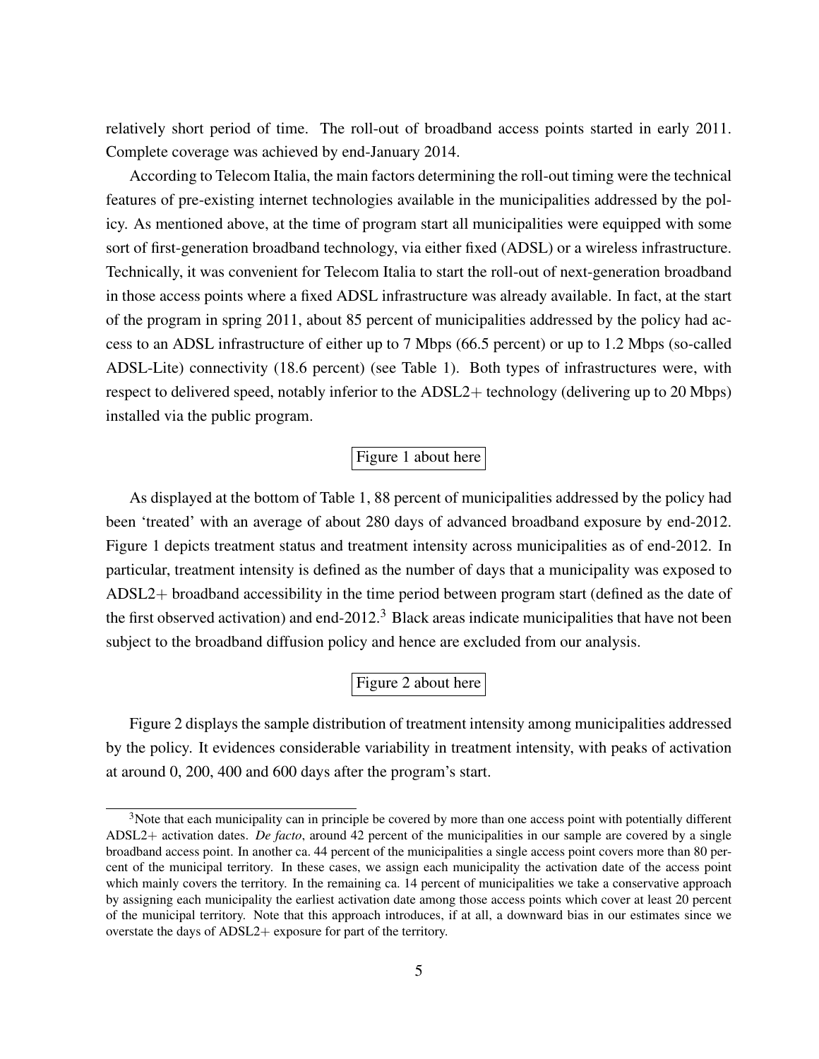relatively short period of time. The roll-out of broadband access points started in early 2011. Complete coverage was achieved by end-January 2014.

According to Telecom Italia, the main factors determining the roll-out timing were the technical features of pre-existing internet technologies available in the municipalities addressed by the policy. As mentioned above, at the time of program start all municipalities were equipped with some sort of first-generation broadband technology, via either fixed (ADSL) or a wireless infrastructure. Technically, it was convenient for Telecom Italia to start the roll-out of next-generation broadband in those access points where a fixed ADSL infrastructure was already available. In fact, at the start of the program in spring 2011, about 85 percent of municipalities addressed by the policy had access to an ADSL infrastructure of either up to 7 Mbps (66.5 percent) or up to 1.2 Mbps (so-called ADSL-Lite) connectivity (18.6 percent) (see Table 1). Both types of infrastructures were, with respect to delivered speed, notably inferior to the ADSL2+ technology (delivering up to 20 Mbps) installed via the public program.

Figure 1 about here

As displayed at the bottom of Table 1, 88 percent of municipalities addressed by the policy had been 'treated' with an average of about 280 days of advanced broadband exposure by end-2012. Figure 1 depicts treatment status and treatment intensity across municipalities as of end-2012. In particular, treatment intensity is defined as the number of days that a municipality was exposed to ADSL2+ broadband accessibility in the time period between program start (defined as the date of the first observed activation) and end-2012.[3] Black areas indicate municipalities that have not been subject to the broadband diffusion policy and hence are excluded from our analysis.

Figure 2 about here

Figure 2 displays the sample distribution of treatment intensity among municipalities addressed by the policy. It evidences considerable variability in treatment intensity, with peaks of activation at around 0, 200, 400 and 600 days after the program's start.

[3]Note that each municipality can in principle be covered by more than one access point with potentially different ADSL2+ activation dates. *De facto*, around 42 percent of the municipalities in our sample are covered by a single broadband access point. In another ca. 44 percent of the municipalities a single access point covers more than 80 percent of the municipal territory. In these cases, we assign each municipality the activation date of the access point which mainly covers the territory. In the remaining ca. 14 percent of municipalities we take a conservative approach by assigning each municipality the earliest activation date among those access points which cover at least 20 percent of the municipal territory. Note that this approach introduces, if at all, a downward bias in our estimates since we overstate the days of ADSL2+ exposure for part of the territory.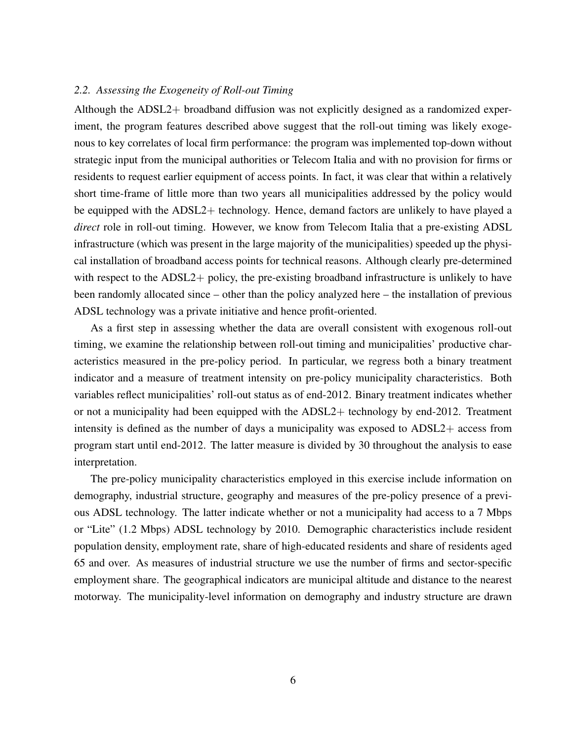### 2.2. Assessing the Exogeneity of Roll-out Timing

Although the ADSL2+ broadband diffusion was not explicitly designed as a randomized experiment, the program features described above suggest that the roll-out timing was likely exogenous to key correlates of local firm performance: the program was implemented top-down without strategic input from the municipal authorities or Telecom Italia and with no provision for firms or residents to request earlier equipment of access points. In fact, it was clear that within a relatively short time-frame of little more than two years all municipalities addressed by the policy would be equipped with the ADSL2+ technology. Hence, demand factors are unlikely to have played a *direct* role in roll-out timing. However, we know from Telecom Italia that a pre-existing ADSL infrastructure (which was present in the large majority of the municipalities) speeded up the physical installation of broadband access points for technical reasons. Although clearly pre-determined with respect to the ADSL2+ policy, the pre-existing broadband infrastructure is unlikely to have been randomly allocated since – other than the policy analyzed here – the installation of previous ADSL technology was a private initiative and hence profit-oriented.

As a first step in assessing whether the data are overall consistent with exogenous roll-out timing, we examine the relationship between roll-out timing and municipalities' productive characteristics measured in the pre-policy period. In particular, we regress both a binary treatment indicator and a measure of treatment intensity on pre-policy municipality characteristics. Both variables reflect municipalities' roll-out status as of end-2012. Binary treatment indicates whether or not a municipality had been equipped with the ADSL2+ technology by end-2012. Treatment intensity is defined as the number of days a municipality was exposed to ADSL2+ access from program start until end-2012. The latter measure is divided by 30 throughout the analysis to ease interpretation.

The pre-policy municipality characteristics employed in this exercise include information on demography, industrial structure, geography and measures of the pre-policy presence of a previous ADSL technology. The latter indicate whether or not a municipality had access to a 7 Mbps or "Lite" (1.2 Mbps) ADSL technology by 2010. Demographic characteristics include resident population density, employment rate, share of high-educated residents and share of residents aged 65 and over. As measures of industrial structure we use the number of firms and sector-specific employment share. The geographical indicators are municipal altitude and distance to the nearest motorway. The municipality-level information on demography and industry structure are drawn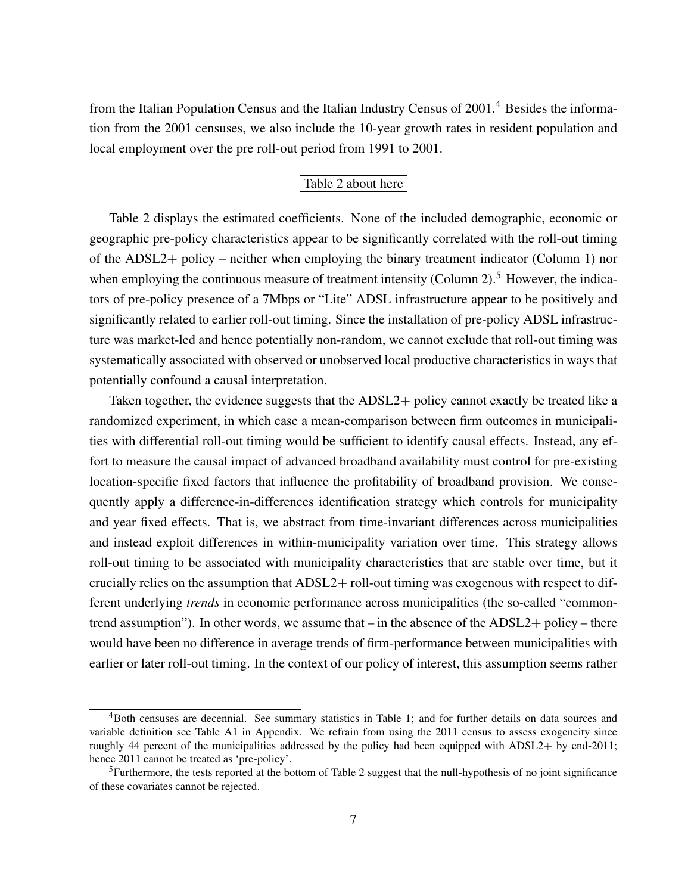from the Italian Population Census and the Italian Industry Census of 2001.[4] Besides the information from the 2001 censuses, we also include the 10-year growth rates in resident population and local employment over the pre roll-out period from 1991 to 2001.

Table 2 about here

Table 2 displays the estimated coefficients. None of the included demographic, economic or geographic pre-policy characteristics appear to be significantly correlated with the roll-out timing of the ADSL2+ policy – neither when employing the binary treatment indicator (Column 1) nor when employing the continuous measure of treatment intensity (Column 2).[5] However, the indicators of pre-policy presence of a 7Mbps or "Lite" ADSL infrastructure appear to be positively and significantly related to earlier roll-out timing. Since the installation of pre-policy ADSL infrastructure was market-led and hence potentially non-random, we cannot exclude that roll-out timing was systematically associated with observed or unobserved local productive characteristics in ways that potentially confound a causal interpretation.

Taken together, the evidence suggests that the ADSL2+ policy cannot exactly be treated like a randomized experiment, in which case a mean-comparison between firm outcomes in municipalities with differential roll-out timing would be sufficient to identify causal effects. Instead, any effort to measure the causal impact of advanced broadband availability must control for pre-existing location-specific fixed factors that influence the profitability of broadband provision. We consequently apply a difference-in-differences identification strategy which controls for municipality and year fixed effects. That is, we abstract from time-invariant differences across municipalities and instead exploit differences in within-municipality variation over time. This strategy allows roll-out timing to be associated with municipality characteristics that are stable over time, but it crucially relies on the assumption that ADSL2+ roll-out timing was exogenous with respect to different underlying *trends* in economic performance across municipalities (the so-called "common-trend assumption"). In other words, we assume that – in the absence of the ADSL2+ policy – there would have been no difference in average trends of firm-performance between municipalities with earlier or later roll-out timing. In the context of our policy of interest, this assumption seems rather

[4] Both censuses are decennial. See summary statistics in Table 1; and for further details on data sources and variable definition see Table A1 in Appendix. We refrain from using the 2011 census to assess exogeneity since roughly 44 percent of the municipalities addressed by the policy had been equipped with ADSL2+ by end-2011; hence 2011 cannot be treated as 'pre-policy'.

[5] Furthermore, the tests reported at the bottom of Table 2 suggest that the null-hypothesis of no joint significance of these covariates cannot be rejected.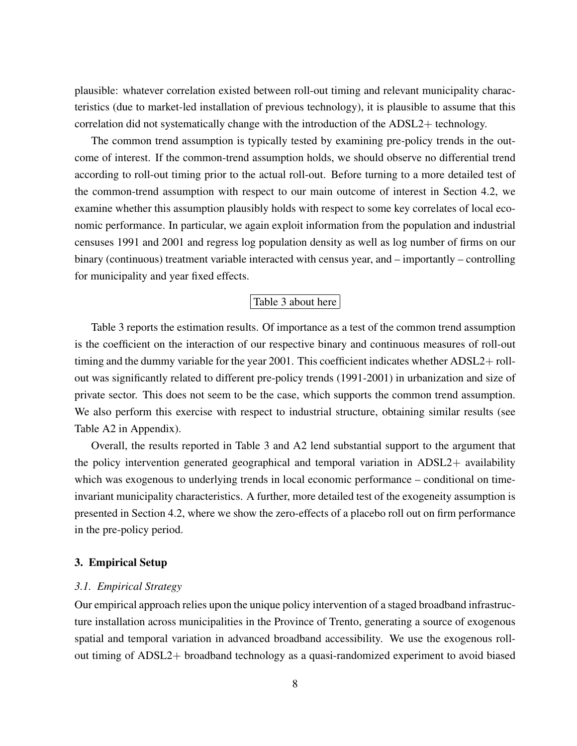plausible: whatever correlation existed between roll-out timing and relevant municipality characteristics (due to market-led installation of previous technology), it is plausible to assume that this correlation did not systematically change with the introduction of the ADSL2+ technology.

The common trend assumption is typically tested by examining pre-policy trends in the outcome of interest. If the common-trend assumption holds, we should observe no differential trend according to roll-out timing prior to the actual roll-out. Before turning to a more detailed test of the common-trend assumption with respect to our main outcome of interest in Section 4.2, we examine whether this assumption plausibly holds with respect to some key correlates of local economic performance. In particular, we again exploit information from the population and industrial censuses 1991 and 2001 and regress log population density as well as log number of firms on our binary (continuous) treatment variable interacted with census year, and – importantly – controlling for municipality and year fixed effects.

Table 3 about here

Table 3 reports the estimation results. Of importance as a test of the common trend assumption is the coefficient on the interaction of our respective binary and continuous measures of roll-out timing and the dummy variable for the year 2001. This coefficient indicates whether ADSL2+ roll-out was significantly related to different pre-policy trends (1991-2001) in urbanization and size of private sector. This does not seem to be the case, which supports the common trend assumption. We also perform this exercise with respect to industrial structure, obtaining similar results (see Table A2 in Appendix).

Overall, the results reported in Table 3 and A2 lend substantial support to the argument that the policy intervention generated geographical and temporal variation in ADSL2+ availability which was exogenous to underlying trends in local economic performance – conditional on time-invariant municipality characteristics. A further, more detailed test of the exogeneity assumption is presented in Section 4.2, where we show the zero-effects of a placebo roll out on firm performance in the pre-policy period.

## 3. Empirical Setup

### *3.1. Empirical Strategy*

Our empirical approach relies upon the unique policy intervention of a staged broadband infrastructure installation across municipalities in the Province of Trento, generating a source of exogenous spatial and temporal variation in advanced broadband accessibility. We use the exogenous roll-out timing of ADSL2+ broadband technology as a quasi-randomized experiment to avoid biased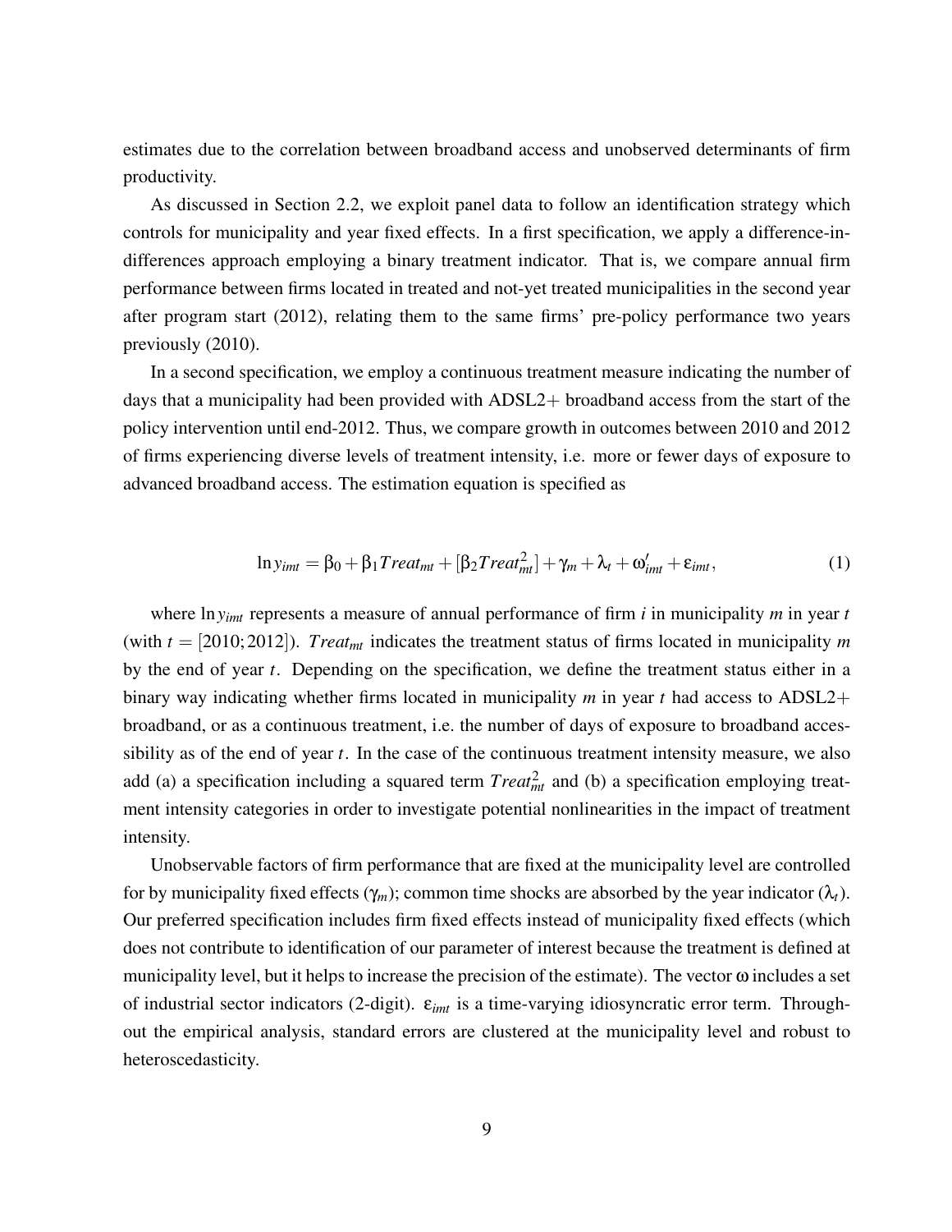estimates due to the correlation between broadband access and unobserved determinants of firm productivity.

As discussed in Section 2.2, we exploit panel data to follow an identification strategy which controls for municipality and year fixed effects. In a first specification, we apply a difference-in-differences approach employing a binary treatment indicator. That is, we compare annual firm performance between firms located in treated and not-yet treated municipalities in the second year after program start (2012), relating them to the same firms' pre-policy performance two years previously (2010).

In a second specification, we employ a continuous treatment measure indicating the number of days that a municipality had been provided with ADSL2+ broadband access from the start of the policy intervention until end-2012. Thus, we compare growth in outcomes between 2010 and 2012 of firms experiencing diverse levels of treatment intensity, i.e. more or fewer days of exposure to advanced broadband access. The estimation equation is specified as

$$\ln y_{imt} = \beta_0 + \beta_1 Treat_{mt} + [\beta_2 Treat_{mt}^2] + \gamma_m + \lambda_t + \omega_{imt}' + \varepsilon_{imt}, \tag{1}$$

where $\ln y_{imt}$ represents a measure of annual performance of firm $i$ in municipality $m$ in year $t$ (with $t = [2010; 2012]$). $Treat_{mt}$ indicates the treatment status of firms located in municipality $m$ by the end of year $t$. Depending on the specification, we define the treatment status either in a binary way indicating whether firms located in municipality $m$ in year $t$ had access to ADSL2+ broadband, or as a continuous treatment, i.e. the number of days of exposure to broadband accessibility as of the end of year $t$. In the case of the continuous treatment intensity measure, we also add (a) a specification including a squared term $Treat_{mt}^2$ and (b) a specification employing treatment intensity categories in order to investigate potential nonlinearities in the impact of treatment intensity.

Unobservable factors of firm performance that are fixed at the municipality level are controlled for by municipality fixed effects ($\gamma_m$); common time shocks are absorbed by the year indicator ($\lambda_t$). Our preferred specification includes firm fixed effects instead of municipality fixed effects (which does not contribute to identification of our parameter of interest because the treatment is defined at municipality level, but it helps to increase the precision of the estimate). The vector $\omega$ includes a set of industrial sector indicators (2-digit). $\varepsilon_{imt}$ is a time-varying idiosyncratic error term. Throughout the empirical analysis, standard errors are clustered at the municipality level and robust to heteroscedasticity.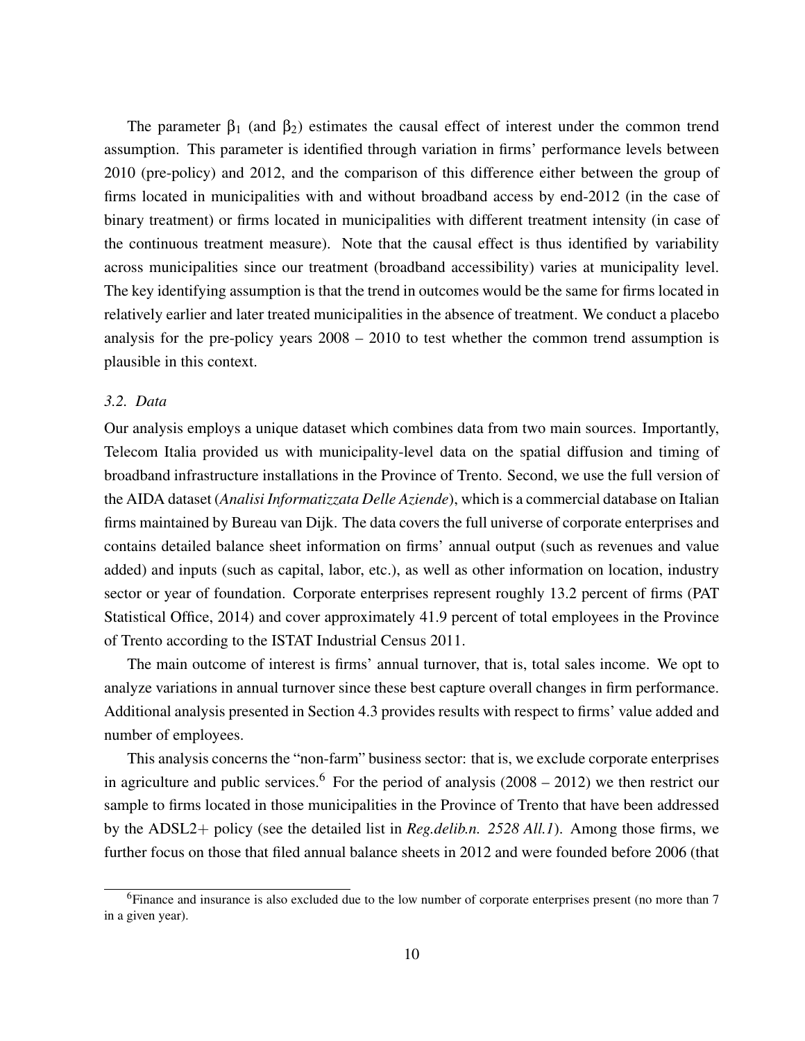The parameter $\beta_1$ (and $\beta_2$) estimates the causal effect of interest under the common trend assumption. This parameter is identified through variation in firms' performance levels between 2010 (pre-policy) and 2012, and the comparison of this difference either between the group of firms located in municipalities with and without broadband access by end-2012 (in the case of binary treatment) or firms located in municipalities with different treatment intensity (in case of the continuous treatment measure). Note that the causal effect is thus identified by variability across municipalities since our treatment (broadband accessibility) varies at municipality level. The key identifying assumption is that the trend in outcomes would be the same for firms located in relatively earlier and later treated municipalities in the absence of treatment. We conduct a placebo analysis for the pre-policy years 2008 – 2010 to test whether the common trend assumption is plausible in this context.

### *3.2. Data*

Our analysis employs a unique dataset which combines data from two main sources. Importantly, Telecom Italia provided us with municipality-level data on the spatial diffusion and timing of broadband infrastructure installations in the Province of Trento. Second, we use the full version of the AIDA dataset (*Analisi Informatizzata Delle Aziende*), which is a commercial database on Italian firms maintained by Bureau van Dijk. The data covers the full universe of corporate enterprises and contains detailed balance sheet information on firms' annual output (such as revenues and value added) and inputs (such as capital, labor, etc.), as well as other information on location, industry sector or year of foundation. Corporate enterprises represent roughly 13.2 percent of firms (PAT Statistical Office, 2014) and cover approximately 41.9 percent of total employees in the Province of Trento according to the ISTAT Industrial Census 2011.

The main outcome of interest is firms' annual turnover, that is, total sales income. We opt to analyze variations in annual turnover since these best capture overall changes in firm performance. Additional analysis presented in Section 4.3 provides results with respect to firms' value added and number of employees.

This analysis concerns the "non-farm" business sector: that is, we exclude corporate enterprises in agriculture and public services.[6] For the period of analysis (2008 – 2012) we then restrict our sample to firms located in those municipalities in the Province of Trento that have been addressed by the ADSL2+ policy (see the detailed list in *Reg.delib.n. 2528 All.1*). Among those firms, we further focus on those that filed annual balance sheets in 2012 and were founded before 2006 (that

[6] Finance and insurance is also excluded due to the low number of corporate enterprises present (no more than 7 in a given year).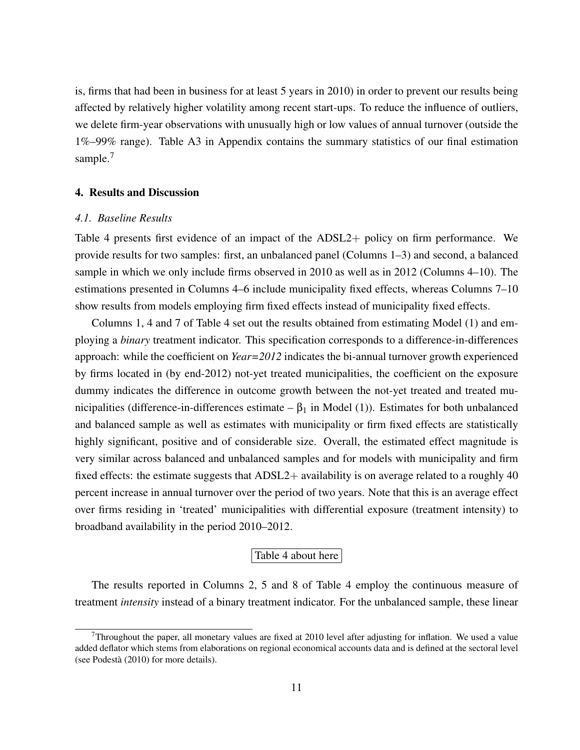is, firms that had been in business for at least 5 years in 2010) in order to prevent our results being affected by relatively higher volatility among recent start-ups. To reduce the influence of outliers, we delete firm-year observations with unusually high or low values of annual turnover (outside the 1%–99% range). Table A3 in Appendix contains the summary statistics of our final estimation sample.[7]

## 4. Results and Discussion

### *4.1. Baseline Results*

Table 4 presents first evidence of an impact of the ADSL2+ policy on firm performance. We provide results for two samples: first, an unbalanced panel (Columns 1–3) and second, a balanced sample in which we only include firms observed in 2010 as well as in 2012 (Columns 4–10). The estimations presented in Columns 4–6 include municipality fixed effects, whereas Columns 7–10 show results from models employing firm fixed effects instead of municipality fixed effects.

Columns 1, 4 and 7 of Table 4 set out the results obtained from estimating Model (1) and employing a *binary* treatment indicator. This specification corresponds to a difference-in-differences approach: while the coefficient on *Year=2012* indicates the bi-annual turnover growth experienced by firms located in (by end-2012) not-yet treated municipalities, the coefficient on the exposure dummy indicates the difference in outcome growth between the not-yet treated and treated municipalities (difference-in-differences estimate – $\beta_1$ in Model (1)). Estimates for both unbalanced and balanced sample as well as estimates with municipality or firm fixed effects are statistically highly significant, positive and of considerable size. Overall, the estimated effect magnitude is very similar across balanced and unbalanced samples and for models with municipality and firm fixed effects: the estimate suggests that ADSL2+ availability is on average related to a roughly 40 percent increase in annual turnover over the period of two years. Note that this is an average effect over firms residing in 'treated' municipalities with differential exposure (treatment intensity) to broadband availability in the period 2010–2012.

Table 4 about here

The results reported in Columns 2, 5 and 8 of Table 4 employ the continuous measure of treatment *intensity* instead of a binary treatment indicator. For the unbalanced sample, these linear

[7] Throughout the paper, all monetary values are fixed at 2010 level after adjusting for inflation. We used a value added deflator which stems from elaborations on regional economical accounts data and is defined at the sectoral level (see Podestà (2010) for more details).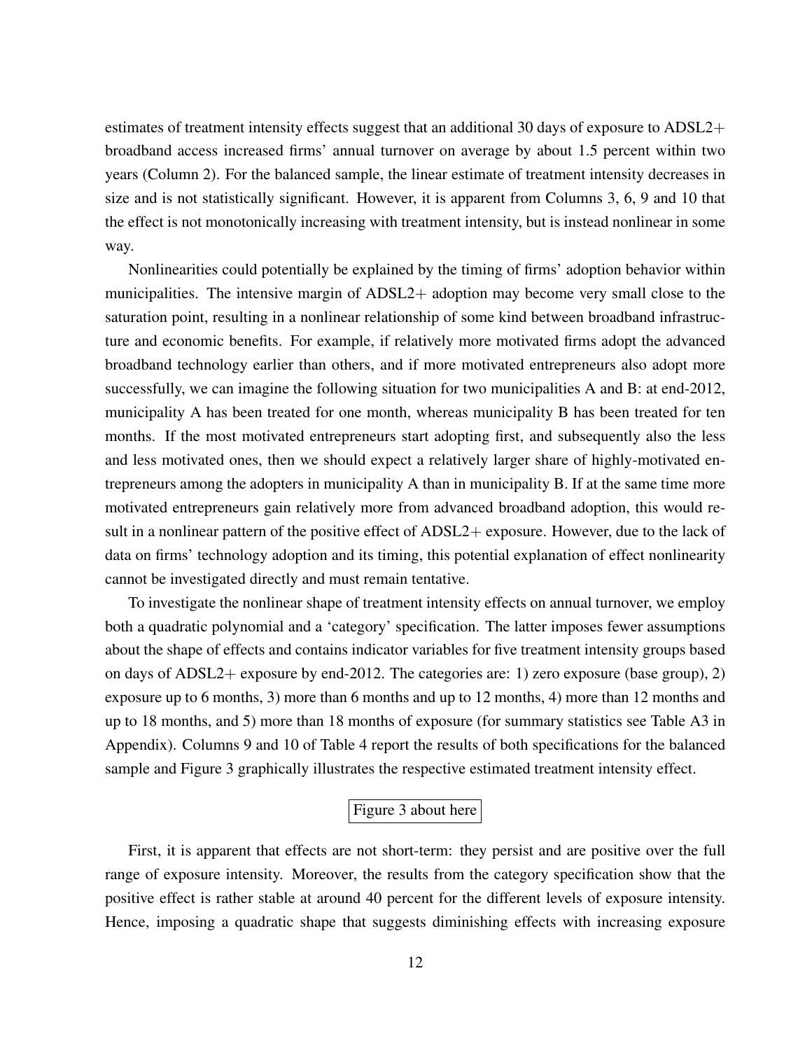estimates of treatment intensity effects suggest that an additional 30 days of exposure to ADSL2+ broadband access increased firms' annual turnover on average by about 1.5 percent within two years (Column 2). For the balanced sample, the linear estimate of treatment intensity decreases in size and is not statistically significant. However, it is apparent from Columns 3, 6, 9 and 10 that the effect is not monotonically increasing with treatment intensity, but is instead nonlinear in some way.

Nonlinearities could potentially be explained by the timing of firms' adoption behavior within municipalities. The intensive margin of ADSL2+ adoption may become very small close to the saturation point, resulting in a nonlinear relationship of some kind between broadband infrastructure and economic benefits. For example, if relatively more motivated firms adopt the advanced broadband technology earlier than others, and if more motivated entrepreneurs also adopt more successfully, we can imagine the following situation for two municipalities A and B: at end-2012, municipality A has been treated for one month, whereas municipality B has been treated for ten months. If the most motivated entrepreneurs start adopting first, and subsequently also the less and less motivated ones, then we should expect a relatively larger share of highly-motivated entrepreneurs among the adopters in municipality A than in municipality B. If at the same time more motivated entrepreneurs gain relatively more from advanced broadband adoption, this would result in a nonlinear pattern of the positive effect of ADSL2+ exposure. However, due to the lack of data on firms' technology adoption and its timing, this potential explanation of effect nonlinearity cannot be investigated directly and must remain tentative.

To investigate the nonlinear shape of treatment intensity effects on annual turnover, we employ both a quadratic polynomial and a 'category' specification. The latter imposes fewer assumptions about the shape of effects and contains indicator variables for five treatment intensity groups based on days of ADSL2+ exposure by end-2012. The categories are: 1) zero exposure (base group), 2) exposure up to 6 months, 3) more than 6 months and up to 12 months, 4) more than 12 months and up to 18 months, and 5) more than 18 months of exposure (for summary statistics see Table A3 in Appendix). Columns 9 and 10 of Table 4 report the results of both specifications for the balanced sample and Figure 3 graphically illustrates the respective estimated treatment intensity effect.

Figure 3 about here

First, it is apparent that effects are not short-term: they persist and are positive over the full range of exposure intensity. Moreover, the results from the category specification show that the positive effect is rather stable at around 40 percent for the different levels of exposure intensity. Hence, imposing a quadratic shape that suggests diminishing effects with increasing exposure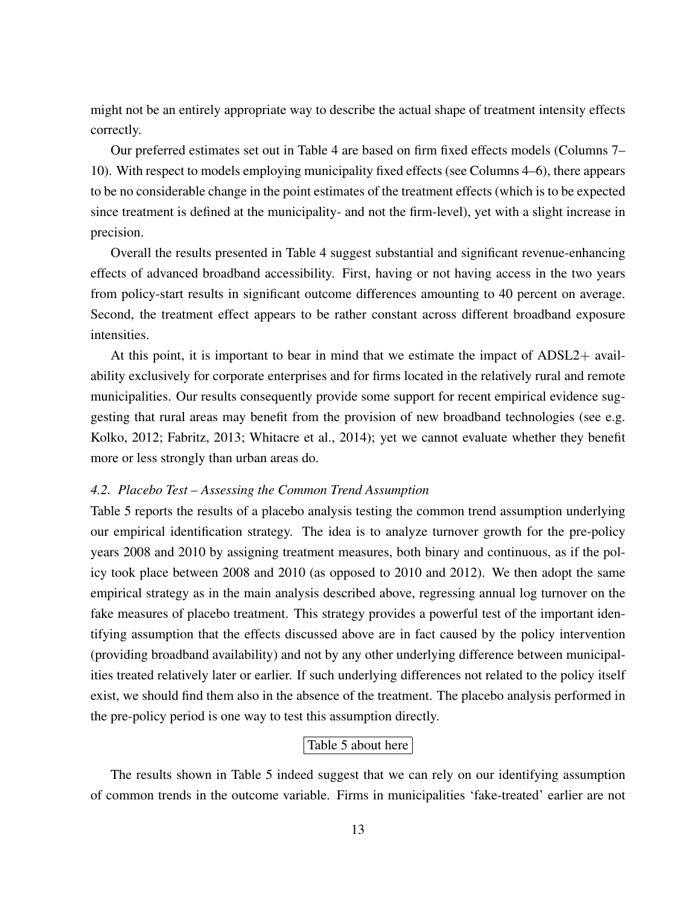might not be an entirely appropriate way to describe the actual shape of treatment intensity effects correctly.

Our preferred estimates set out in Table 4 are based on firm fixed effects models (Columns 7–10). With respect to models employing municipality fixed effects (see Columns 4–6), there appears to be no considerable change in the point estimates of the treatment effects (which is to be expected since treatment is defined at the municipality- and not the firm-level), yet with a slight increase in precision.

Overall the results presented in Table 4 suggest substantial and significant revenue-enhancing effects of advanced broadband accessibility. First, having or not having access in the two years from policy-start results in significant outcome differences amounting to 40 percent on average. Second, the treatment effect appears to be rather constant across different broadband exposure intensities.

At this point, it is important to bear in mind that we estimate the impact of ADSL2+ availability exclusively for corporate enterprises and for firms located in the relatively rural and remote municipalities. Our results consequently provide some support for recent empirical evidence suggesting that rural areas may benefit from the provision of new broadband technologies (see e.g. Kolko, 2012; Fabritz, 2013; Whitacre et al., 2014); yet we cannot evaluate whether they benefit more or less strongly than urban areas do.

### *4.2. Placebo Test – Assessing the Common Trend Assumption*

Table 5 reports the results of a placebo analysis testing the common trend assumption underlying our empirical identification strategy. The idea is to analyze turnover growth for the pre-policy years 2008 and 2010 by assigning treatment measures, both binary and continuous, as if the policy took place between 2008 and 2010 (as opposed to 2010 and 2012). We then adopt the same empirical strategy as in the main analysis described above, regressing annual log turnover on the fake measures of placebo treatment. This strategy provides a powerful test of the important identifying assumption that the effects discussed above are in fact caused by the policy intervention (providing broadband availability) and not by any other underlying difference between municipalities treated relatively later or earlier. If such underlying differences not related to the policy itself exist, we should find them also in the absence of the treatment. The placebo analysis performed in the pre-policy period is one way to test this assumption directly.

Table 5 about here

The results shown in Table 5 indeed suggest that we can rely on our identifying assumption of common trends in the outcome variable. Firms in municipalities 'fake-treated' earlier are not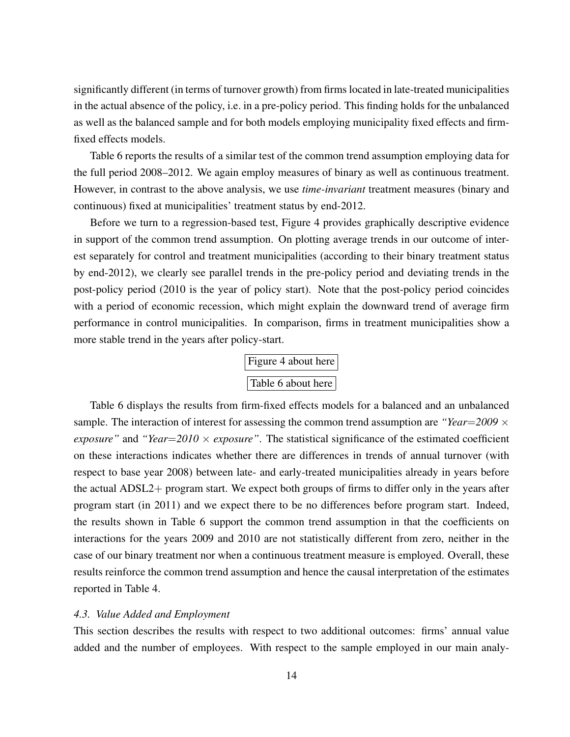significantly different (in terms of turnover growth) from firms located in late-treated municipalities in the actual absence of the policy, i.e. in a pre-policy period. This finding holds for the unbalanced as well as the balanced sample and for both models employing municipality fixed effects and firm-fixed effects models.

Table 6 reports the results of a similar test of the common trend assumption employing data for the full period 2008–2012. We again employ measures of binary as well as continuous treatment. However, in contrast to the above analysis, we use *time-invariant* treatment measures (binary and continuous) fixed at municipalities' treatment status by end-2012.

Before we turn to a regression-based test, Figure 4 provides graphically descriptive evidence in support of the common trend assumption. On plotting average trends in our outcome of interest separately for control and treatment municipalities (according to their binary treatment status by end-2012), we clearly see parallel trends in the pre-policy period and deviating trends in the post-policy period (2010 is the year of policy start). Note that the post-policy period coincides with a period of economic recession, which might explain the downward trend of average firm performance in control municipalities. In comparison, firms in treatment municipalities show a more stable trend in the years after policy-start.

Figure 4 about here

Table 6 about here

Table 6 displays the results from firm-fixed effects models for a balanced and an unbalanced sample. The interaction of interest for assessing the common trend assumption are *"Year=2009 × exposure"* and *"Year=2010 × exposure"*. The statistical significance of the estimated coefficient on these interactions indicates whether there are differences in trends of annual turnover (with respect to base year 2008) between late- and early-treated municipalities already in years before the actual ADSL2+ program start. We expect both groups of firms to differ only in the years after program start (in 2011) and we expect there to be no differences before program start. Indeed, the results shown in Table 6 support the common trend assumption in that the coefficients on interactions for the years 2009 and 2010 are not statistically different from zero, neither in the case of our binary treatment nor when a continuous treatment measure is employed. Overall, these results reinforce the common trend assumption and hence the causal interpretation of the estimates reported in Table 4.

### 4.3. *Value Added and Employment*

This section describes the results with respect to two additional outcomes: firms' annual value added and the number of employees. With respect to the sample employed in our main analy-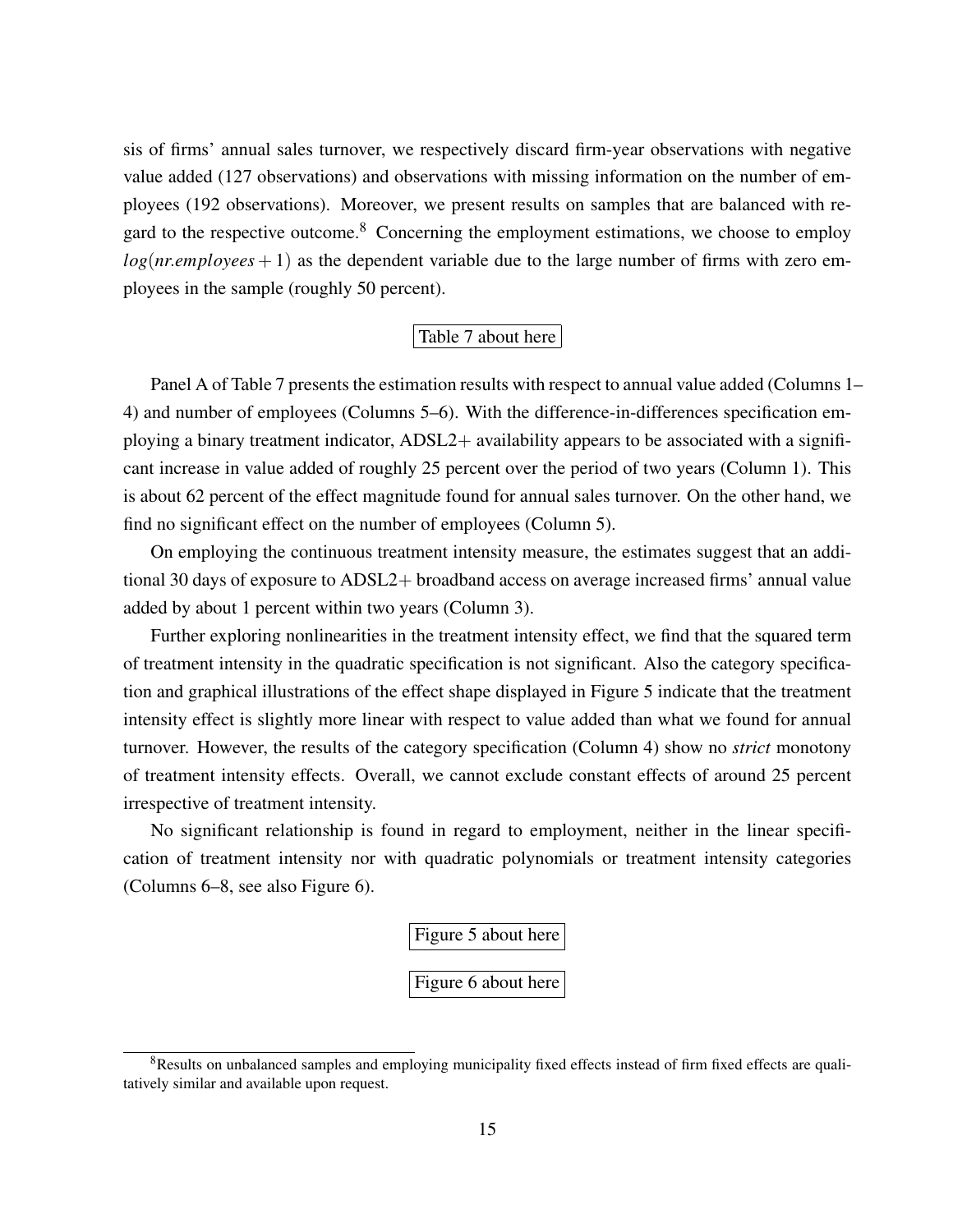sis of firms' annual sales turnover, we respectively discard firm-year observations with negative value added (127 observations) and observations with missing information on the number of employees (192 observations). Moreover, we present results on samples that are balanced with regard to the respective outcome.[8] Concerning the employment estimations, we choose to employ $log(nr.employees+1)$ as the dependent variable due to the large number of firms with zero employees in the sample (roughly 50 percent).

Table 7 about here

Panel A of Table 7 presents the estimation results with respect to annual value added (Columns 1–4) and number of employees (Columns 5–6). With the difference-in-differences specification employing a binary treatment indicator, ADSL2+ availability appears to be associated with a significant increase in value added of roughly 25 percent over the period of two years (Column 1). This is about 62 percent of the effect magnitude found for annual sales turnover. On the other hand, we find no significant effect on the number of employees (Column 5).

On employing the continuous treatment intensity measure, the estimates suggest that an additional 30 days of exposure to ADSL2+ broadband access on average increased firms' annual value added by about 1 percent within two years (Column 3).

Further exploring nonlinearities in the treatment intensity effect, we find that the squared term of treatment intensity in the quadratic specification is not significant. Also the category specification and graphical illustrations of the effect shape displayed in Figure 5 indicate that the treatment intensity effect is slightly more linear with respect to value added than what we found for annual turnover. However, the results of the category specification (Column 4) show no *strict* monotony of treatment intensity effects. Overall, we cannot exclude constant effects of around 25 percent irrespective of treatment intensity.

No significant relationship is found in regard to employment, neither in the linear specification of treatment intensity nor with quadratic polynomials or treatment intensity categories (Columns 6–8, see also Figure 6).

Figure 5 about here

Figure 6 about here

[8]Results on unbalanced samples and employing municipality fixed effects instead of firm fixed effects are qualitatively similar and available upon request.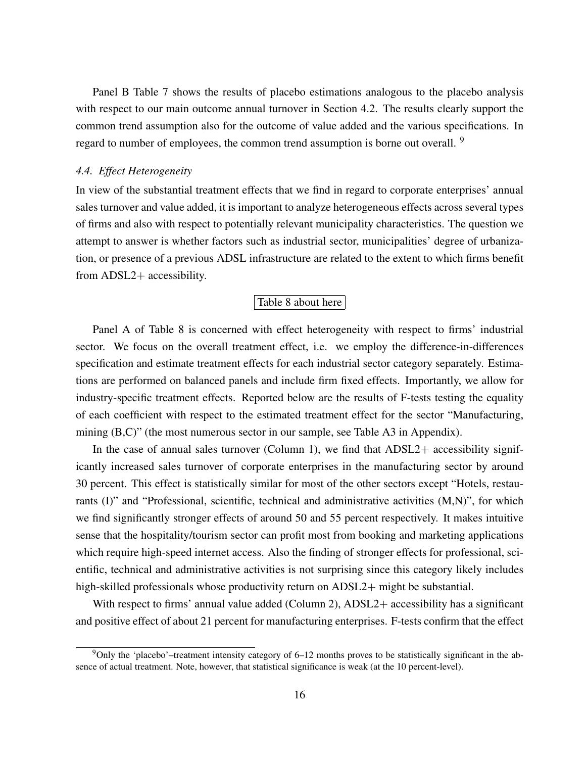Panel B Table 7 shows the results of placebo estimations analogous to the placebo analysis with respect to our main outcome annual turnover in Section 4.2. The results clearly support the common trend assumption also for the outcome of value added and the various specifications. In regard to number of employees, the common trend assumption is borne out overall. [9]

### *4.4. Effect Heterogeneity*

In view of the substantial treatment effects that we find in regard to corporate enterprises' annual sales turnover and value added, it is important to analyze heterogeneous effects across several types of firms and also with respect to potentially relevant municipality characteristics. The question we attempt to answer is whether factors such as industrial sector, municipalities' degree of urbanization, or presence of a previous ADSL infrastructure are related to the extent to which firms benefit from ADSL2+ accessibility.

Table 8 about here

Panel A of Table 8 is concerned with effect heterogeneity with respect to firms' industrial sector. We focus on the overall treatment effect, i.e. we employ the difference-in-differences specification and estimate treatment effects for each industrial sector category separately. Estimations are performed on balanced panels and include firm fixed effects. Importantly, we allow for industry-specific treatment effects. Reported below are the results of F-tests testing the equality of each coefficient with respect to the estimated treatment effect for the sector "Manufacturing, mining (B,C)" (the most numerous sector in our sample, see Table A3 in Appendix).

In the case of annual sales turnover (Column 1), we find that ADSL2+ accessibility significantly increased sales turnover of corporate enterprises in the manufacturing sector by around 30 percent. This effect is statistically similar for most of the other sectors except "Hotels, restaurants (I)" and "Professional, scientific, technical and administrative activities (M,N)", for which we find significantly stronger effects of around 50 and 55 percent respectively. It makes intuitive sense that the hospitality/tourism sector can profit most from booking and marketing applications which require high-speed internet access. Also the finding of stronger effects for professional, scientific, technical and administrative activities is not surprising since this category likely includes high-skilled professionals whose productivity return on ADSL2+ might be substantial.

With respect to firms' annual value added (Column 2), ADSL2+ accessibility has a significant and positive effect of about 21 percent for manufacturing enterprises. F-tests confirm that the effect

[9] Only the 'placebo'–treatment intensity category of 6–12 months proves to be statistically significant in the absence of actual treatment. Note, however, that statistical significance is weak (at the 10 percent-level).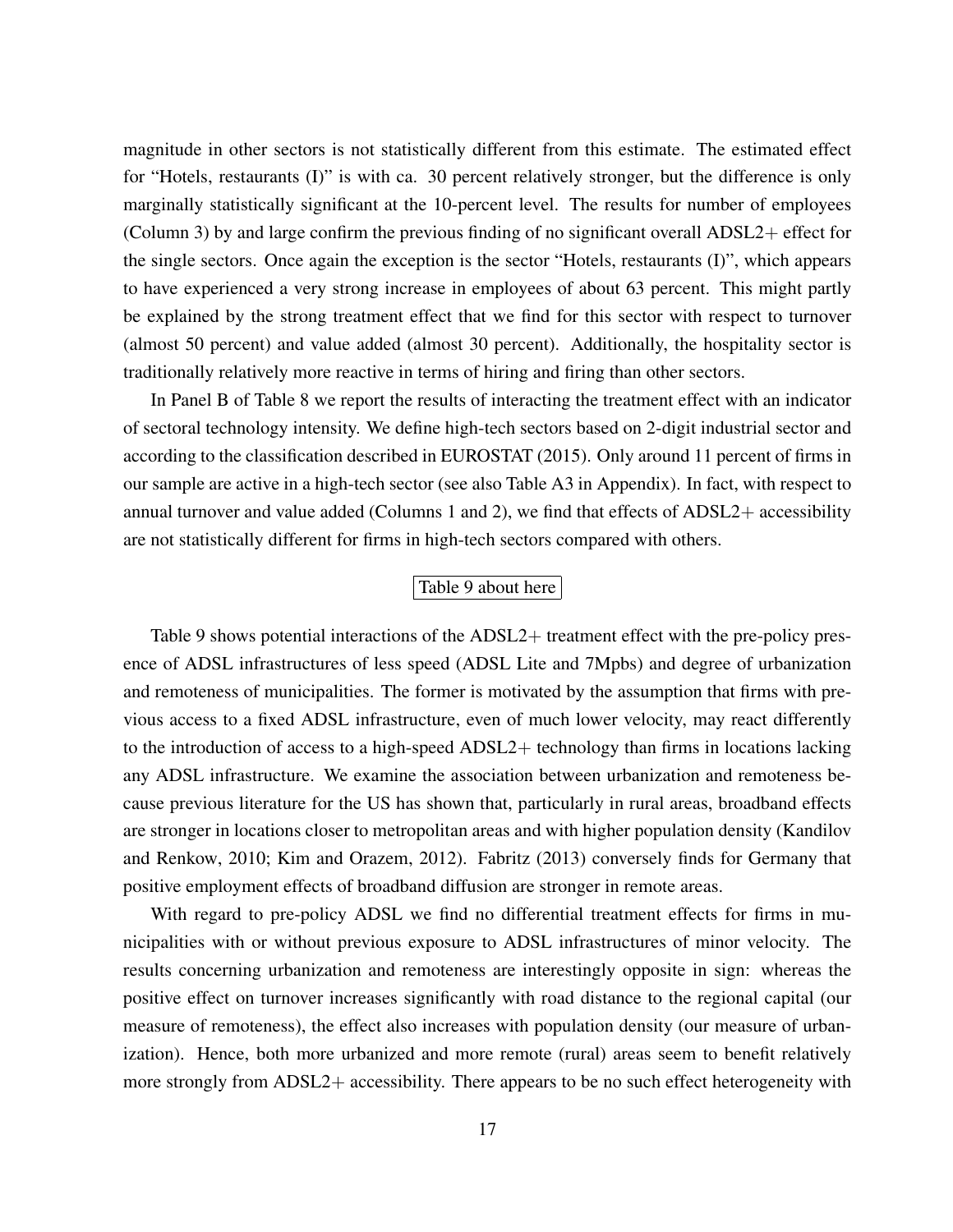magnitude in other sectors is not statistically different from this estimate. The estimated effect for "Hotels, restaurants (I)" is with ca. 30 percent relatively stronger, but the difference is only marginally statistically significant at the 10-percent level. The results for number of employees (Column 3) by and large confirm the previous finding of no significant overall ADSL2+ effect for the single sectors. Once again the exception is the sector "Hotels, restaurants (I)", which appears to have experienced a very strong increase in employees of about 63 percent. This might partly be explained by the strong treatment effect that we find for this sector with respect to turnover (almost 50 percent) and value added (almost 30 percent). Additionally, the hospitality sector is traditionally relatively more reactive in terms of hiring and firing than other sectors.

In Panel B of Table 8 we report the results of interacting the treatment effect with an indicator of sectoral technology intensity. We define high-tech sectors based on 2-digit industrial sector and according to the classification described in EUROSTAT (2015). Only around 11 percent of firms in our sample are active in a high-tech sector (see also Table A3 in Appendix). In fact, with respect to annual turnover and value added (Columns 1 and 2), we find that effects of ADSL2+ accessibility are not statistically different for firms in high-tech sectors compared with others.

Table 9 about here

Table 9 shows potential interactions of the ADSL2+ treatment effect with the pre-policy presence of ADSL infrastructures of less speed (ADSL Lite and 7Mpbs) and degree of urbanization and remoteness of municipalities. The former is motivated by the assumption that firms with previous access to a fixed ADSL infrastructure, even of much lower velocity, may react differently to the introduction of access to a high-speed ADSL2+ technology than firms in locations lacking any ADSL infrastructure. We examine the association between urbanization and remoteness because previous literature for the US has shown that, particularly in rural areas, broadband effects are stronger in locations closer to metropolitan areas and with higher population density (Kandilov and Renkow, 2010; Kim and Orazem, 2012). Fabritz (2013) conversely finds for Germany that positive employment effects of broadband diffusion are stronger in remote areas.

With regard to pre-policy ADSL we find no differential treatment effects for firms in municipalities with or without previous exposure to ADSL infrastructures of minor velocity. The results concerning urbanization and remoteness are interestingly opposite in sign: whereas the positive effect on turnover increases significantly with road distance to the regional capital (our measure of remoteness), the effect also increases with population density (our measure of urbanization). Hence, both more urbanized and more remote (rural) areas seem to benefit relatively more strongly from ADSL2+ accessibility. There appears to be no such effect heterogeneity with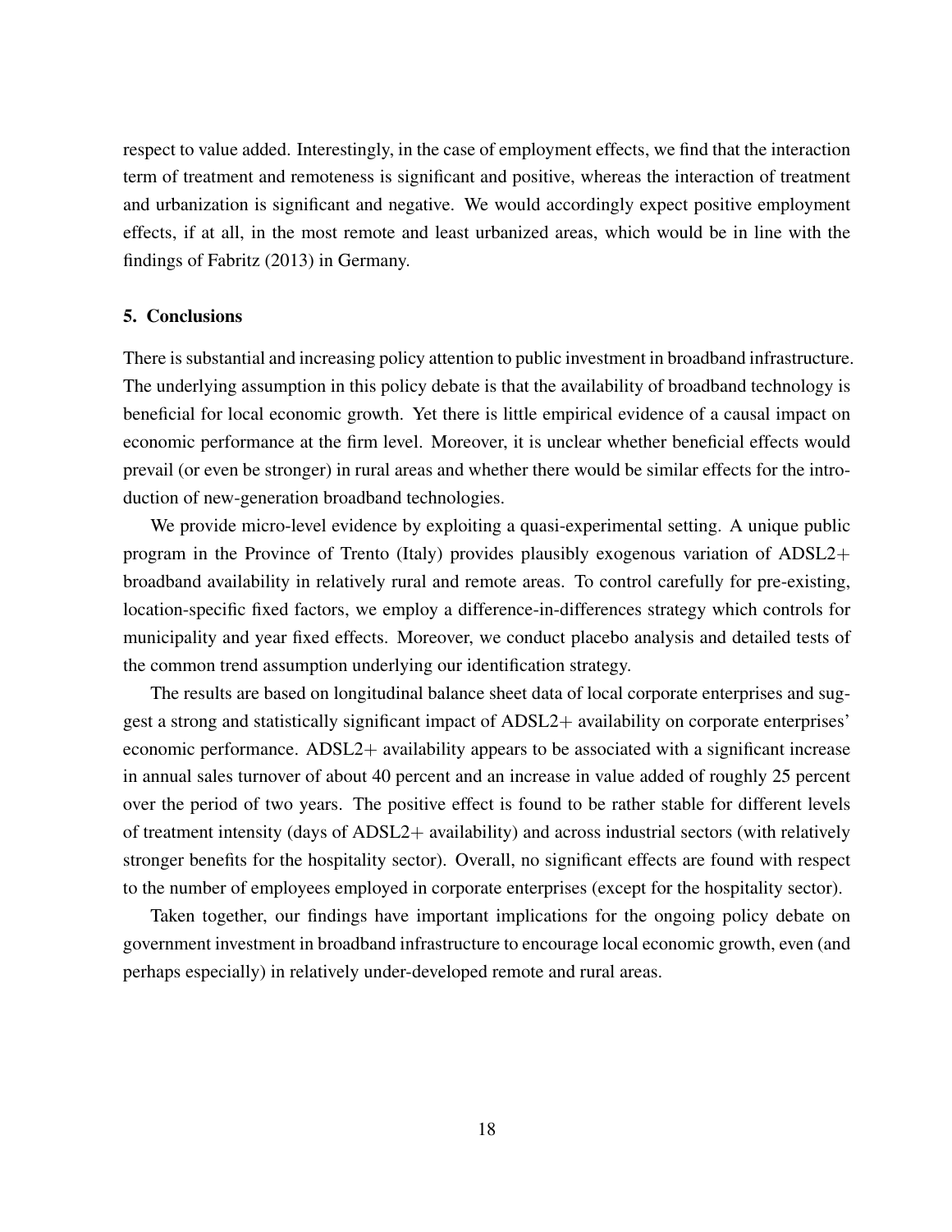respect to value added. Interestingly, in the case of employment effects, we find that the interaction term of treatment and remoteness is significant and positive, whereas the interaction of treatment and urbanization is significant and negative. We would accordingly expect positive employment effects, if at all, in the most remote and least urbanized areas, which would be in line with the findings of Fabritz (2013) in Germany.

## 5. Conclusions

There is substantial and increasing policy attention to public investment in broadband infrastructure. The underlying assumption in this policy debate is that the availability of broadband technology is beneficial for local economic growth. Yet there is little empirical evidence of a causal impact on economic performance at the firm level. Moreover, it is unclear whether beneficial effects would prevail (or even be stronger) in rural areas and whether there would be similar effects for the introduction of new-generation broadband technologies.

We provide micro-level evidence by exploiting a quasi-experimental setting. A unique public program in the Province of Trento (Italy) provides plausibly exogenous variation of ADSL2+ broadband availability in relatively rural and remote areas. To control carefully for pre-existing, location-specific fixed factors, we employ a difference-in-differences strategy which controls for municipality and year fixed effects. Moreover, we conduct placebo analysis and detailed tests of the common trend assumption underlying our identification strategy.

The results are based on longitudinal balance sheet data of local corporate enterprises and suggest a strong and statistically significant impact of ADSL2+ availability on corporate enterprises' economic performance. ADSL2+ availability appears to be associated with a significant increase in annual sales turnover of about 40 percent and an increase in value added of roughly 25 percent over the period of two years. The positive effect is found to be rather stable for different levels of treatment intensity (days of ADSL2+ availability) and across industrial sectors (with relatively stronger benefits for the hospitality sector). Overall, no significant effects are found with respect to the number of employees employed in corporate enterprises (except for the hospitality sector).

Taken together, our findings have important implications for the ongoing policy debate on government investment in broadband infrastructure to encourage local economic growth, even (and perhaps especially) in relatively under-developed remote and rural areas.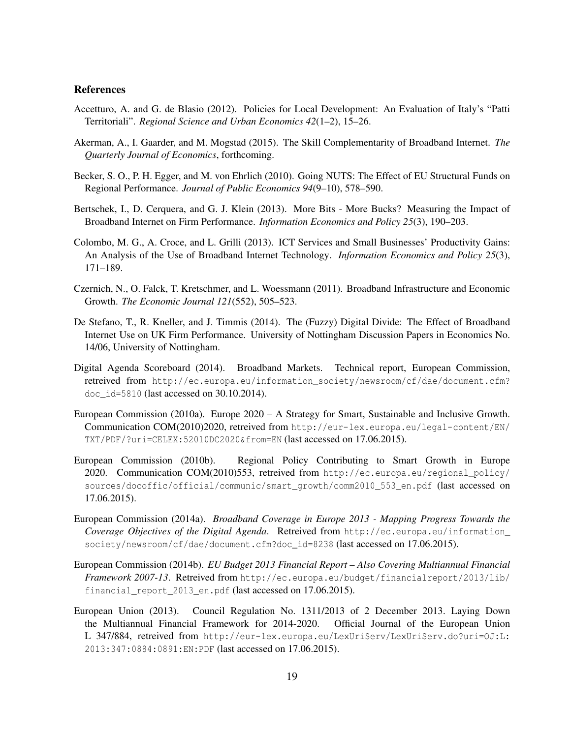## References

Accetturo, A. and G. de Blasio (2012). Policies for Local Development: An Evaluation of Italy's "Patti Territoriali". *Regional Science and Urban Economics 42*(1–2), 15–26.

Akerman, A., I. Gaarder, and M. Mogstad (2015). The Skill Complementarity of Broadband Internet. *The Quarterly Journal of Economics*, forthcoming.

Becker, S. O., P. H. Egger, and M. von Ehrlich (2010). Going NUTS: The Effect of EU Structural Funds on Regional Performance. *Journal of Public Economics 94*(9–10), 578–590.

Bertschek, I., D. Cerquera, and G. J. Klein (2013). More Bits - More Bucks? Measuring the Impact of Broadband Internet on Firm Performance. *Information Economics and Policy 25*(3), 190–203.

Colombo, M. G., A. Croce, and L. Grilli (2013). ICT Services and Small Businesses' Productivity Gains: An Analysis of the Use of Broadband Internet Technology. *Information Economics and Policy 25*(3), 171–189.

Czernich, N., O. Falck, T. Kretschmer, and L. Woessmann (2011). Broadband Infrastructure and Economic Growth. *The Economic Journal 121*(552), 505–523.

De Stefano, T., R. Kneller, and J. Timmis (2014). The (Fuzzy) Digital Divide: The Effect of Broadband Internet Use on UK Firm Performance. University of Nottingham Discussion Papers in Economics No. 14/06, University of Nottingham.

Digital Agenda Scoreboard (2014). Broadband Markets. Technical report, European Commission, retreived from http://ec.europa.eu/information_society/newsroom/cf/dae/document.cfm?doc_id=5810 (last accessed on 30.10.2014).

European Commission (2010a). Europe 2020 – A Strategy for Smart, Sustainable and Inclusive Growth. Communication COM(2010)2020, retreived from http://eur-lex.europa.eu/legal-content/EN/TXT/PDF/?uri=CELEX:52010DC2020&from=EN (last accessed on 17.06.2015).

European Commission (2010b). Regional Policy Contributing to Smart Growth in Europe 2020. Communication COM(2010)553, retreived from http://ec.europa.eu/regional_policy/sources/docoffic/official/communic/smart_growth/comm2010_553_en.pdf (last accessed on 17.06.2015).

European Commission (2014a). *Broadband Coverage in Europe 2013 - Mapping Progress Towards the Coverage Objectives of the Digital Agenda*. Retreived from http://ec.europa.eu/information_society/newsroom/cf/dae/document.cfm?doc_id=8238 (last accessed on 17.06.2015).

European Commission (2014b). *EU Budget 2013 Financial Report – Also Covering Multiannual Financial Framework 2007-13*. Retreived from http://ec.europa.eu/budget/financialreport/2013/lib/financial_report_2013_en.pdf (last accessed on 17.06.2015).

European Union (2013). Council Regulation No. 1311/2013 of 2 December 2013. Laying Down the Multiannual Financial Framework for 2014-2020. Official Journal of the European Union L 347/884, retreived from http://eur-lex.europa.eu/LexUriServ/LexUriServ.do?uri=OJ:L:2013:347:0884:0891:EN:PDF (last accessed on 17.06.2015).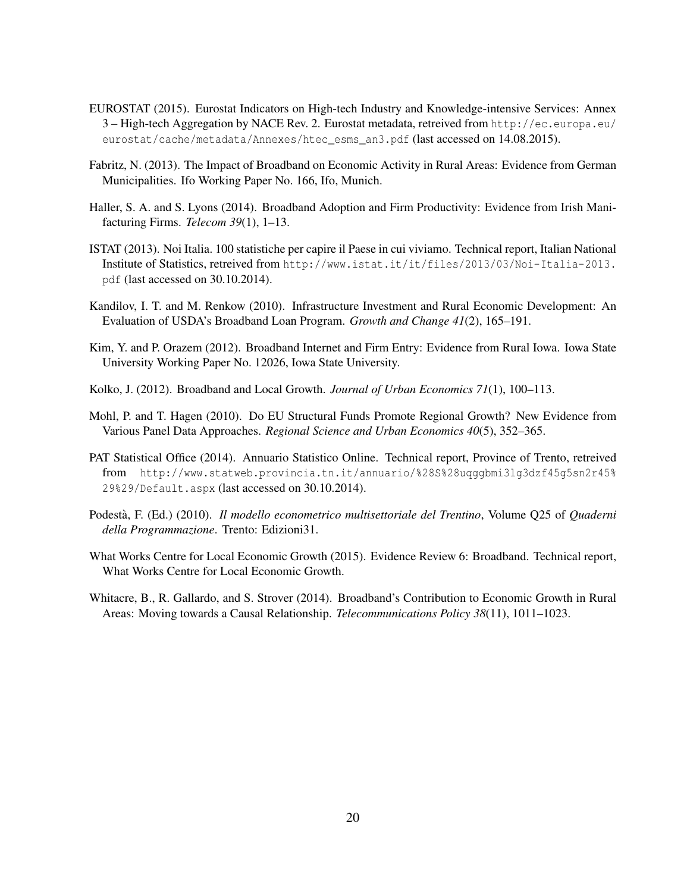EUROSTAT (2015). Eurostat Indicators on High-tech Industry and Knowledge-intensive Services: Annex 3 – High-tech Aggregation by NACE Rev. 2. Eurostat metadata, retreived from http://ec.europa.eu/eurostat/cache/metadata/Annexes/htec_esms_an3.pdf (last accessed on 14.08.2015).

Fabritz, N. (2013). The Impact of Broadband on Economic Activity in Rural Areas: Evidence from German Municipalities. Ifo Working Paper No. 166, Ifo, Munich.

Haller, S. A. and S. Lyons (2014). Broadband Adoption and Firm Productivity: Evidence from Irish Manifacturing Firms. *Telecom 39*(1), 1–13.

ISTAT (2013). Noi Italia. 100 statistiche per capire il Paese in cui viviamo. Technical report, Italian National Institute of Statistics, retreived from http://www.istat.it/it/files/2013/03/Noi-Italia-2013.pdf (last accessed on 30.10.2014).

Kandilov, I. T. and M. Renkow (2010). Infrastructure Investment and Rural Economic Development: An Evaluation of USDA's Broadband Loan Program. *Growth and Change 41*(2), 165–191.

Kim, Y. and P. Orazem (2012). Broadband Internet and Firm Entry: Evidence from Rural Iowa. Iowa State University Working Paper No. 12026, Iowa State University.

Kolko, J. (2012). Broadband and Local Growth. *Journal of Urban Economics 71*(1), 100–113.

Mohl, P. and T. Hagen (2010). Do EU Structural Funds Promote Regional Growth? New Evidence from Various Panel Data Approaches. *Regional Science and Urban Economics 40*(5), 352–365.

PAT Statistical Office (2014). Annuario Statistico Online. Technical report, Province of Trento, retreived from http://www.statweb.provincia.tn.it/annuario/%28S%28uqggbmi3lg3dzf45g5sn2r45%29%29/Default.aspx (last accessed on 30.10.2014).

Podestà, F. (Ed.) (2010). *Il modello econometrico multisettoriale del Trentino*, Volume Q25 of *Quaderni della Programmazione*. Trento: Edizioni31.

What Works Centre for Local Economic Growth (2015). Evidence Review 6: Broadband. Technical report, What Works Centre for Local Economic Growth.

Whitacre, B., R. Gallardo, and S. Strover (2014). Broadband's Contribution to Economic Growth in Rural Areas: Moving towards a Causal Relationship. *Telecommunications Policy 38*(11), 1011–1023.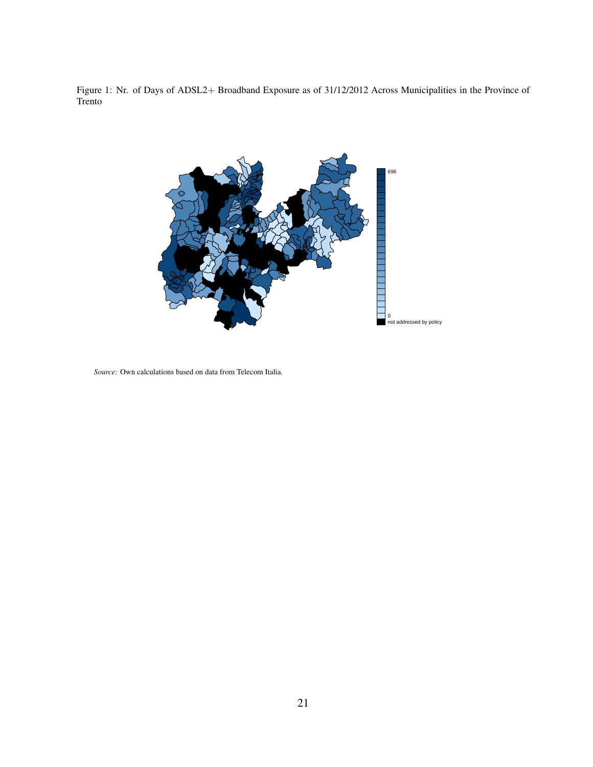Figure 1: Nr. of Days of ADSL2+ Broadband Exposure as of 31/12/2012 Across Municipalities in the Province of Trento

*Source:* Own calculations based on data from Telecom Italia.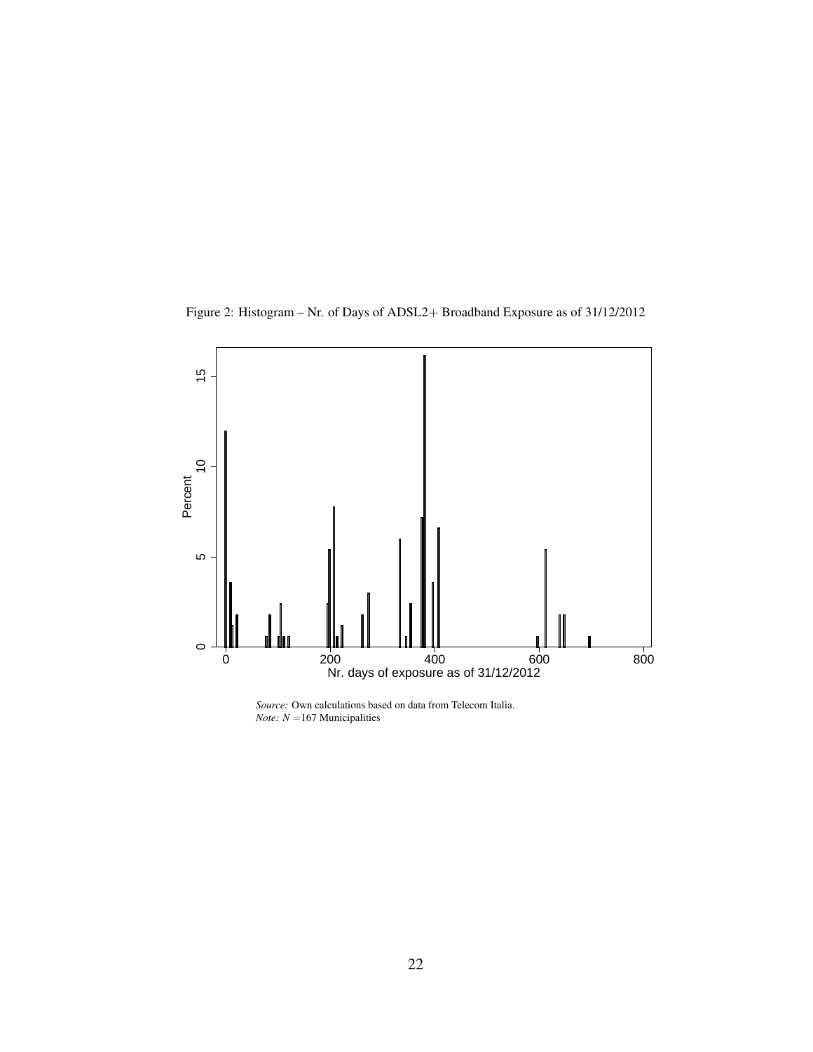Figure 2: Histogram – Nr. of Days of ADSL2+ Broadband Exposure as of 31/12/2012

*Source:* Own calculations based on data from Telecom Italia.
*Note:* $N = 167$ Municipalities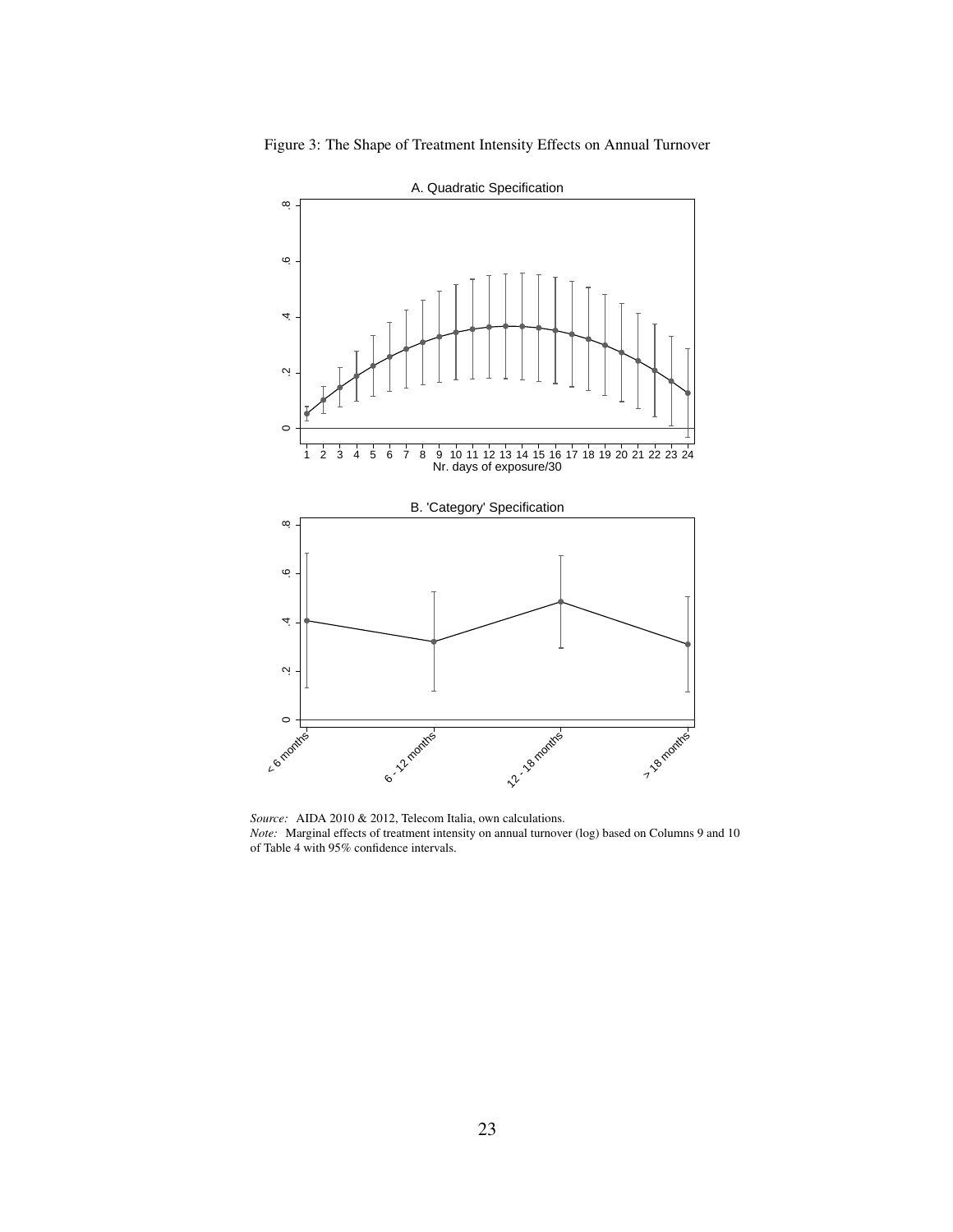Figure 3: The Shape of Treatment Intensity Effects on Annual Turnover

A. Quadratic Specification

B. 'Category' Specification

*Source:* AIDA 2010 & 2012, Telecom Italia, own calculations.
*Note:* Marginal effects of treatment intensity on annual turnover (log) based on Columns 9 and 10 of Table 4 with 95% confidence intervals.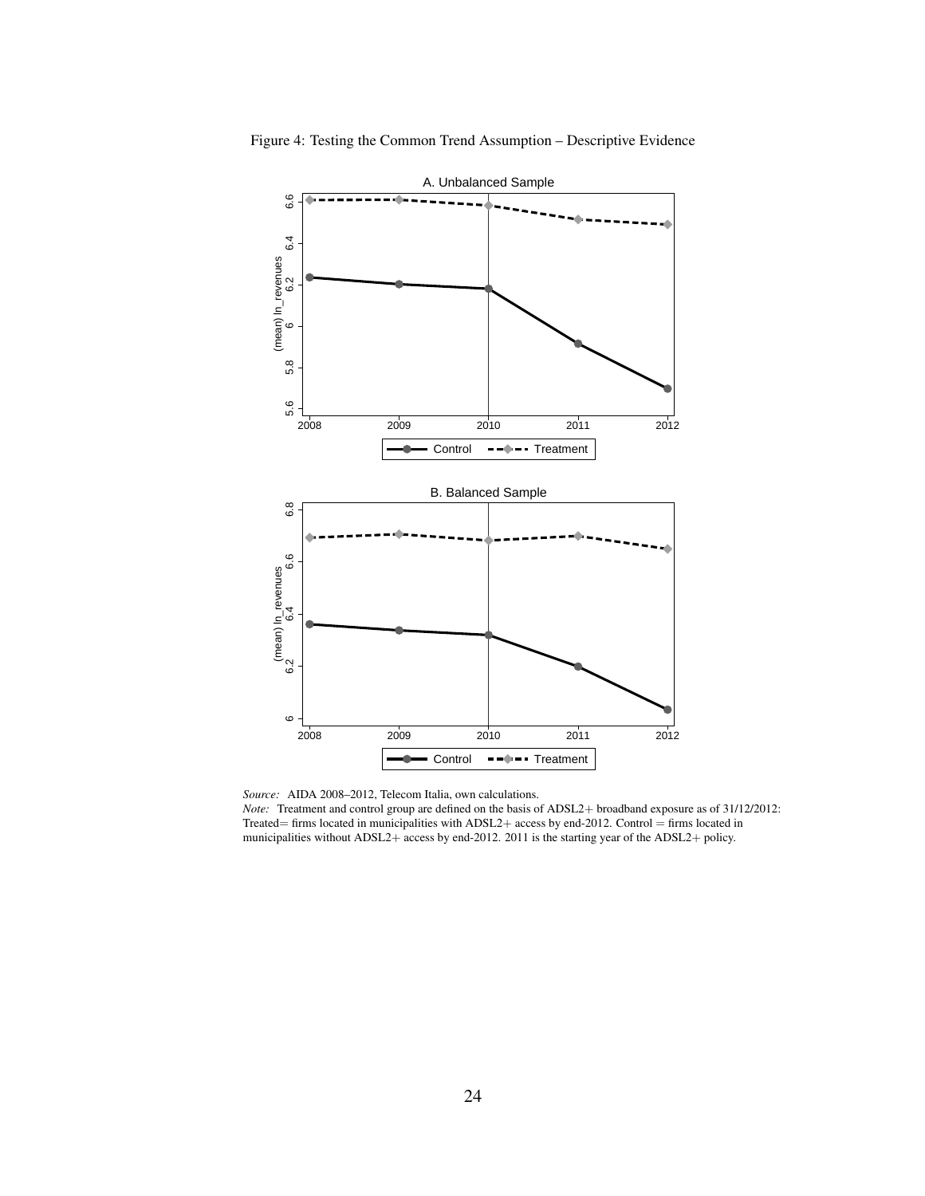Figure 4: Testing the Common Trend Assumption – Descriptive Evidence

*Source:* AIDA 2008–2012, Telecom Italia, own calculations.
*Note:* Treatment and control group are defined on the basis of ADSL2+ broadband exposure as of 31/12/2012: Treated= firms located in municipalities with ADSL2+ access by end-2012. Control = firms located in municipalities without ADSL2+ access by end-2012. 2011 is the starting year of the ADSL2+ policy.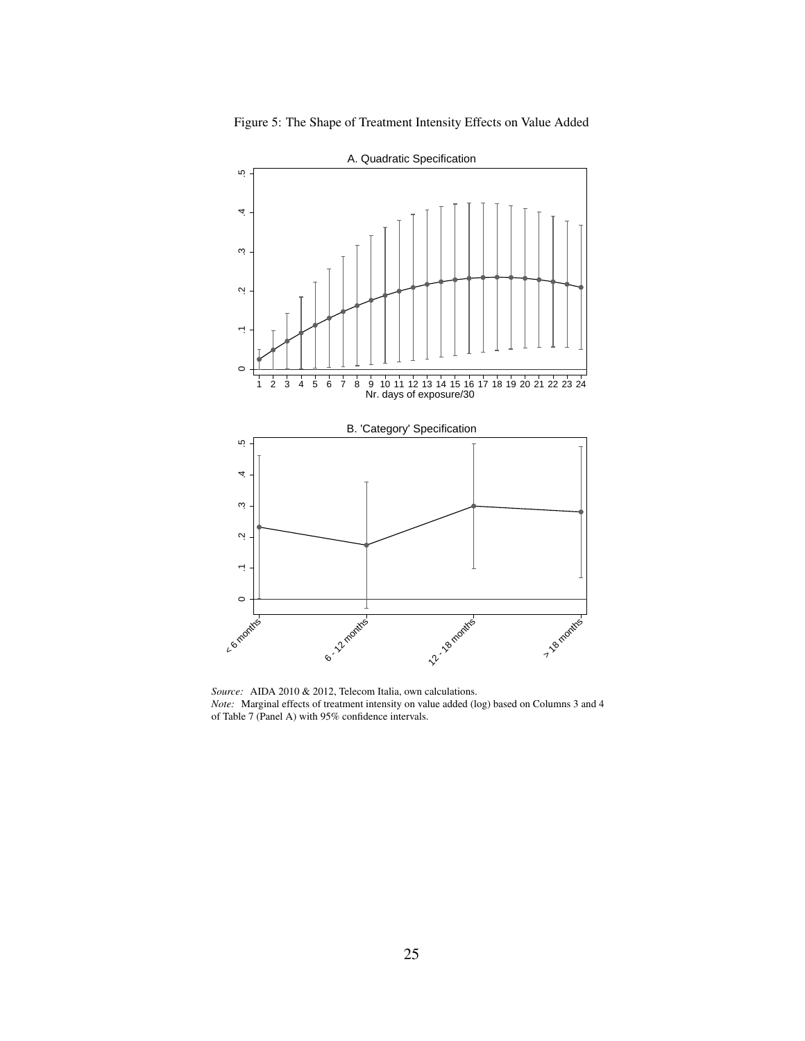Figure 5: The Shape of Treatment Intensity Effects on Value Added

A. Quadratic Specification

B. 'Category' Specification

*Source:* AIDA 2010 & 2012, Telecom Italia, own calculations.
*Note:* Marginal effects of treatment intensity on value added (log) based on Columns 3 and 4 of Table 7 (Panel A) with 95% confidence intervals.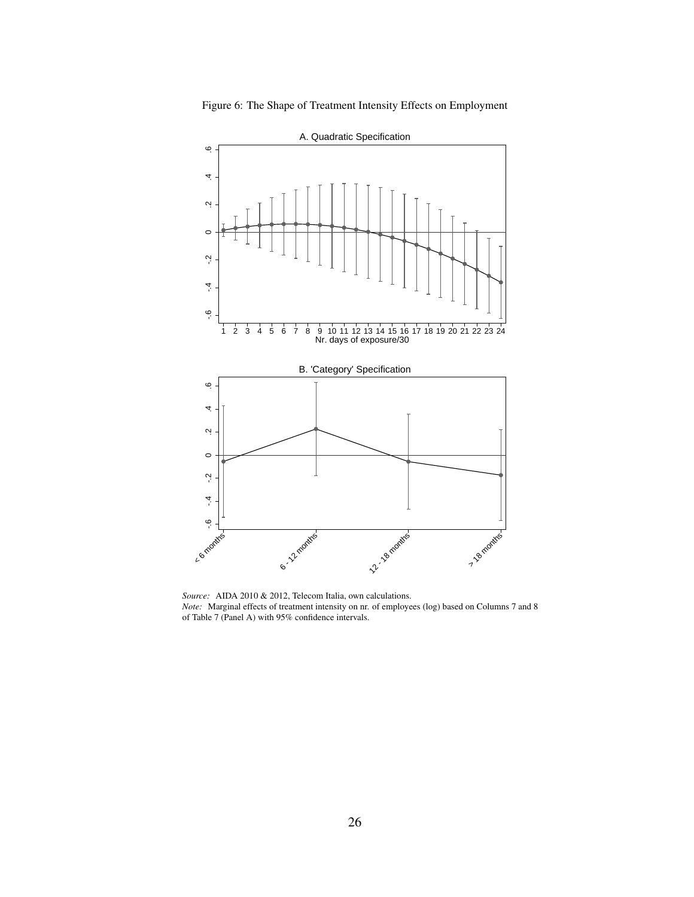Figure 6: The Shape of Treatment Intensity Effects on Employment

A. Quadratic Specification

B. 'Category' Specification

*Source:* AIDA 2010 & 2012, Telecom Italia, own calculations.
*Note:* Marginal effects of treatment intensity on nr. of employees (log) based on Columns 7 and 8 of Table 7 (Panel A) with 95% confidence intervals.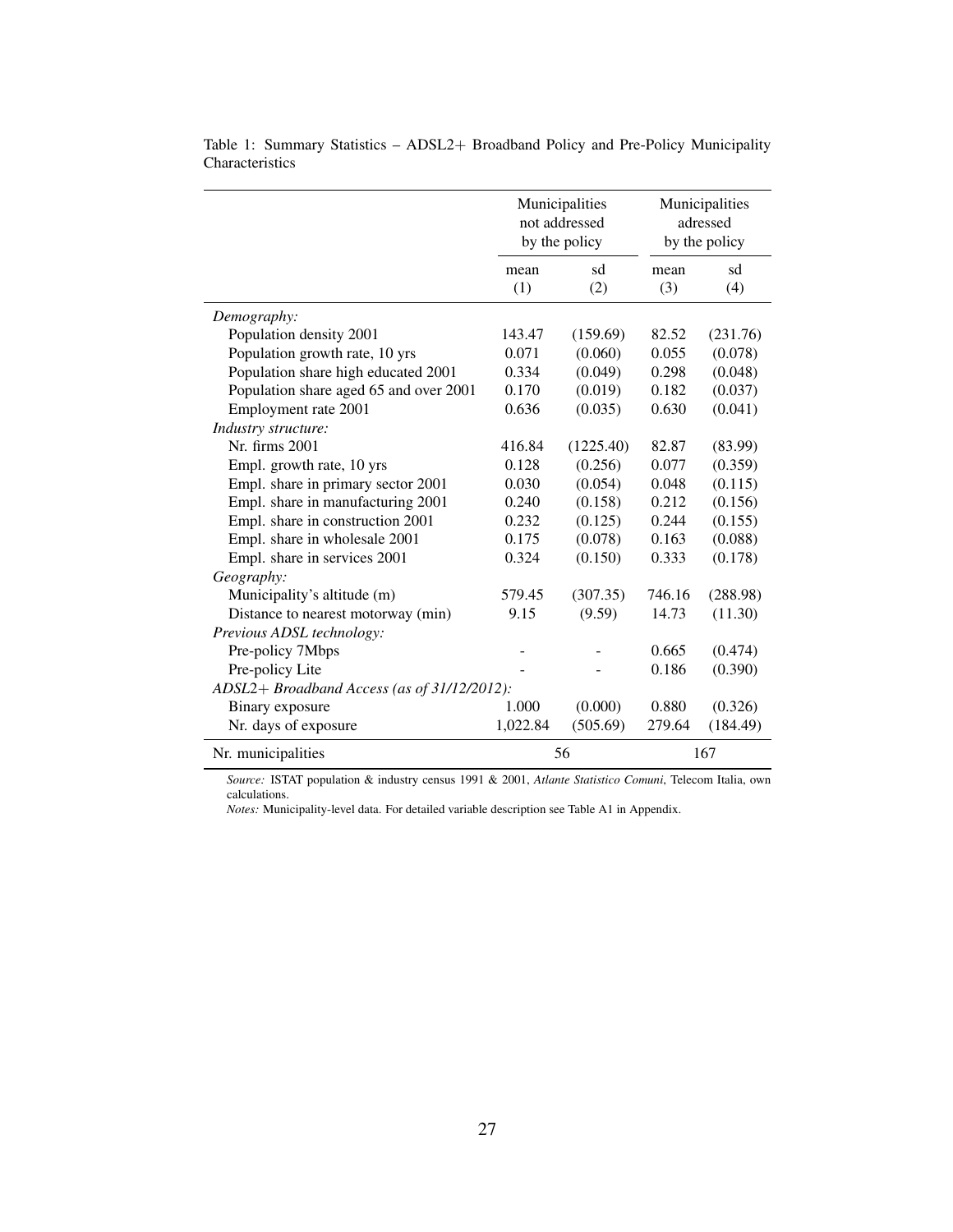Table 1: Summary Statistics – ADSL2+ Broadband Policy and Pre-Policy Municipality Characteristics

| | Municipalities not addressed by the policy | | Municipalities adressed by the policy | |
|---|---|---|---|---|
| | mean (1) | sd (2) | mean (3) | sd (4) |
| *Demography:* | | | | |
| Population density 2001 | 143.47 | (159.69) | 82.52 | (231.76) |
| Population growth rate, 10 yrs | 0.071 | (0.060) | 0.055 | (0.078) |
| Population share high educated 2001 | 0.334 | (0.049) | 0.298 | (0.048) |
| Population share aged 65 and over 2001 | 0.170 | (0.019) | 0.182 | (0.037) |
| Employment rate 2001 | 0.636 | (0.035) | 0.630 | (0.041) |
| *Industry structure:* | | | | |
| Nr. firms 2001 | 416.84 | (1225.40) | 82.87 | (83.99) |
| Empl. growth rate, 10 yrs | 0.128 | (0.256) | 0.077 | (0.359) |
| Empl. share in primary sector 2001 | 0.030 | (0.054) | 0.048 | (0.115) |
| Empl. share in manufacturing 2001 | 0.240 | (0.158) | 0.212 | (0.156) |
| Empl. share in construction 2001 | 0.232 | (0.125) | 0.244 | (0.155) |
| Empl. share in wholesale 2001 | 0.175 | (0.078) | 0.163 | (0.088) |
| Empl. share in services 2001 | 0.324 | (0.150) | 0.333 | (0.178) |
| *Geography:* | | | | |
| Municipality's altitude (m) | 579.45 | (307.35) | 746.16 | (288.98) |
| Distance to nearest motorway (min) | 9.15 | (9.59) | 14.73 | (11.30) |
| *Previous ADSL technology:* | | | | |
| Pre-policy 7Mbps | - | - | 0.665 | (0.474) |
| Pre-policy Lite | - | - | 0.186 | (0.390) |
| *ADSL2+ Broadband Access (as of 31/12/2012):* | | | | |
| Binary exposure | 1.000 | (0.000) | 0.880 | (0.326) |
| Nr. days of exposure | 1,022.84 | (505.69) | 279.64 | (184.49) |
| Nr. municipalities | 56 | | 167 | |

*Source:* ISTAT population & industry census 1991 & 2001, *Atlante Statistico Comuni*, Telecom Italia, own calculations.
*Notes:* Municipality-level data. For detailed variable description see Table A1 in Appendix.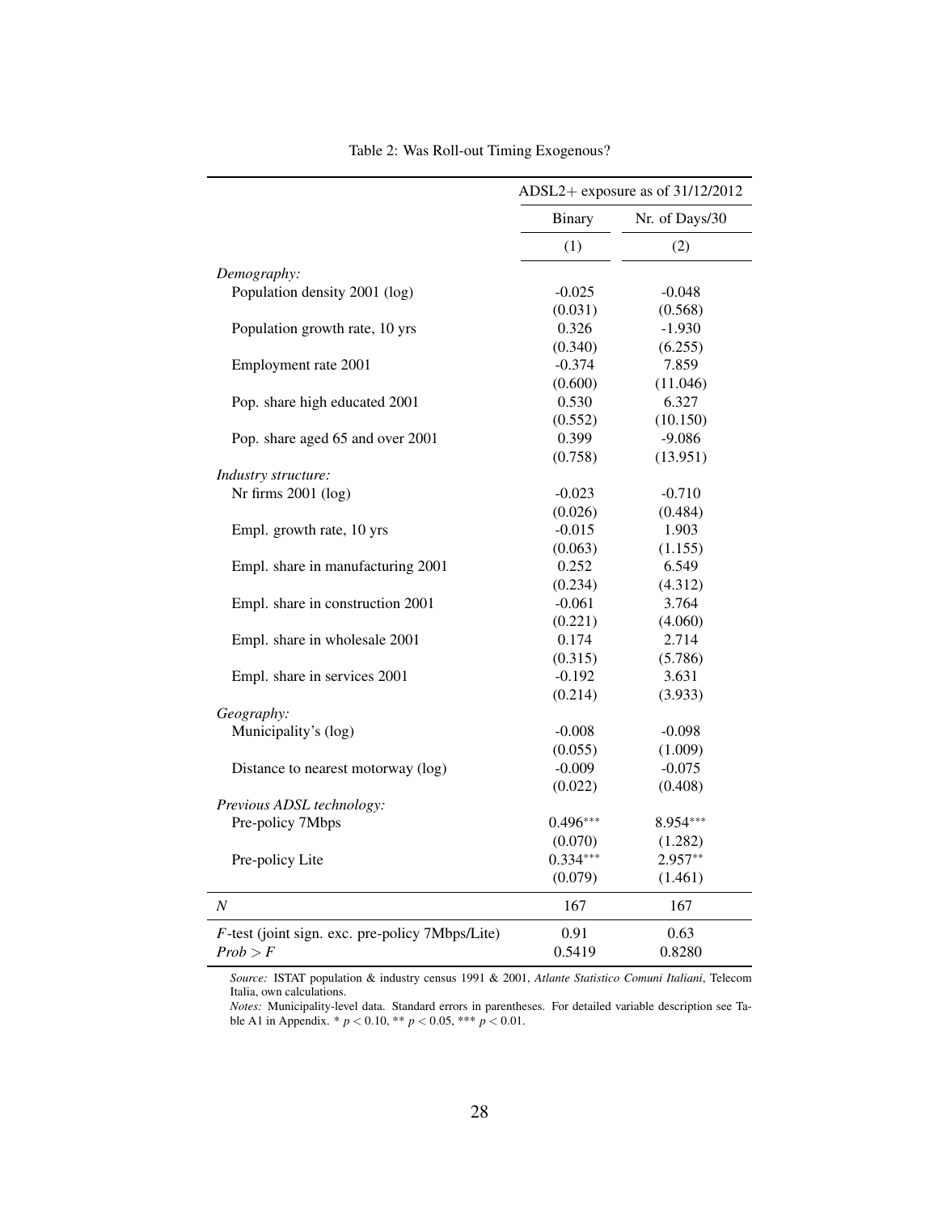Table 2: Was Roll-out Timing Exogenous?

| | ADSL2+ exposure as of 31/12/2012 | |
|---|---|---|
| | Binary | Nr. of Days/30 |
| | (1) | (2) |
| *Demography:* | | |
| Population density 2001 (log) | -0.025 | -0.048 |
| | (0.031) | (0.568) |
| Population growth rate, 10 yrs | 0.326 | -1.930 |
| | (0.340) | (6.255) |
| Employment rate 2001 | -0.374 | 7.859 |
| | (0.600) | (11.046) |
| Pop. share high educated 2001 | 0.530 | 6.327 |
| | (0.552) | (10.150) |
| Pop. share aged 65 and over 2001 | 0.399 | -9.086 |
| | (0.758) | (13.951) |
| *Industry structure:* | | |
| Nr firms 2001 (log) | -0.023 | -0.710 |
| | (0.026) | (0.484) |
| Empl. growth rate, 10 yrs | -0.015 | 1.903 |
| | (0.063) | (1.155) |
| Empl. share in manufacturing 2001 | 0.252 | 6.549 |
| | (0.234) | (4.312) |
| Empl. share in construction 2001 | -0.061 | 3.764 |
| | (0.221) | (4.060) |
| Empl. share in wholesale 2001 | 0.174 | 2.714 |
| | (0.315) | (5.786) |
| Empl. share in services 2001 | -0.192 | 3.631 |
| | (0.214) | (3.933) |
| *Geography:* | | |
| Municipality's (log) | -0.008 | -0.098 |
| | (0.055) | (1.009) |
| Distance to nearest motorway (log) | -0.009 | -0.075 |
| | (0.022) | (0.408) |
| *Previous ADSL technology:* | | |
| Pre-policy 7Mbps | 0.496*** | 8.954*** |
| | (0.070) | (1.282) |
| Pre-policy Lite | 0.334*** | 2.957** |
| | (0.079) | (1.461) |
| $N$ | 167 | 167 |
| $F$-test (joint sign. exc. pre-policy 7Mbps/Lite) | 0.91 | 0.63 |
| $Prob > F$ | 0.5419 | 0.8280 |

*Source:* ISTAT population & industry census 1991 & 2001, *Atlante Statistico Comuni Italiani*, Telecom Italia, own calculations.
*Notes:* Municipality-level data. Standard errors in parentheses. For detailed variable description see Table A1 in Appendix. * $p < 0.10$, ** $p < 0.05$, *** $p < 0.01$.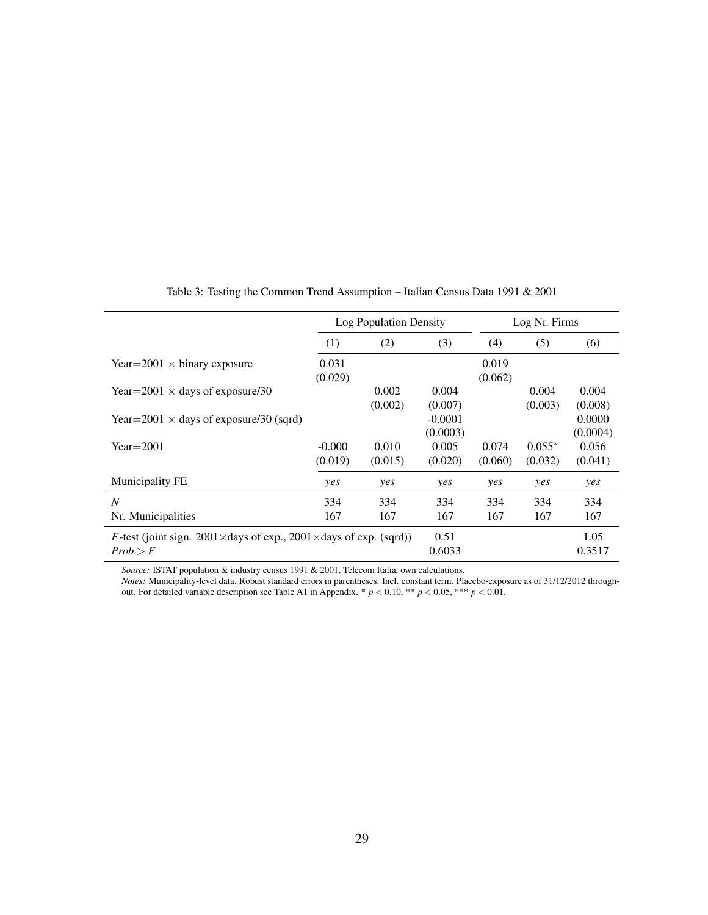Table 3: Testing the Common Trend Assumption – Italian Census Data 1991 & 2001

| | Log Population Density | | | Log Nr. Firms | | |
|---|---|---|---|---|---|---|
| | (1) | (2) | (3) | (4) | (5) | (6) |
| Year=2001 × binary exposure | 0.031 | | | 0.019 | | |
| | (0.029) | | | (0.062) | | |
| Year=2001 × days of exposure/30 | | 0.002 | 0.004 | | 0.004 | 0.004 |
| | | (0.002) | (0.007) | | (0.003) | (0.008) |
| Year=2001 × days of exposure/30 (sqrd) | | | -0.0001 | | | 0.0000 |
| | | | (0.0003) | | | (0.0004) |
| Year=2001 | -0.000 | 0.010 | 0.005 | 0.074 | 0.055* | 0.056 |
| | (0.019) | (0.015) | (0.020) | (0.060) | (0.032) | (0.041) |
| Municipality FE | *yes* | *yes* | *yes* | *yes* | *yes* | *yes* |
| $N$ | 334 | 334 | 334 | 334 | 334 | 334 |
| Nr. Municipalities | 167 | 167 | 167 | 167 | 167 | 167 |
| $F$-test (joint sign. 2001×days of exp., 2001×days of exp. (sqrd)) | | | 0.51 | | | 1.05 |
| $Prob > F$ | | | 0.6033 | | | 0.3517 |

*Source:* ISTAT population & industry census 1991 & 2001, Telecom Italia, own calculations.
*Notes:* Municipality-level data. Robust standard errors in parentheses. Incl. constant term. Placebo-exposure as of 31/12/2012 throughout. For detailed variable description see Table A1 in Appendix. * $p < 0.10$, ** $p < 0.05$, *** $p < 0.01$.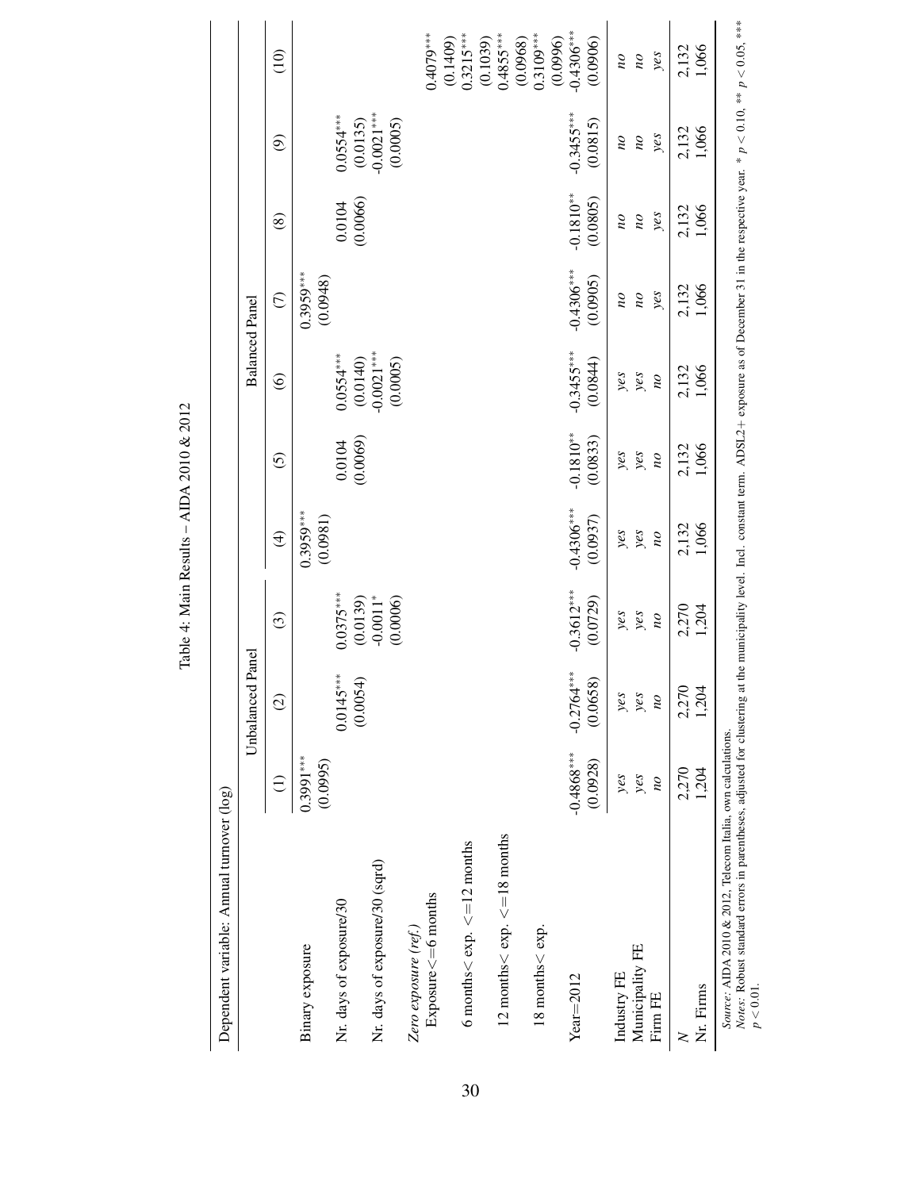Table 4: Main Results – AIDA 2010 & 2012

Dependent variable: Annual turnover (log)

| | Unbalanced Panel | | | Balanced Panel | | | | | | |
|---|---|---|---|---|---|---|---|---|---|---|
| | (1) | (2) | (3) | (4) | (5) | (6) | (7) | (8) | (9) | (10) |
| Binary exposure | 0.3991*** | | | 0.3959*** | | | 0.3959*** | | | |
| | (0.0995) | | | (0.0981) | | | (0.0948) | | | |
| Nr. days of exposure/30 | | 0.0145*** | 0.0375*** | | 0.0104 | 0.0554*** | | 0.0104 | 0.0554*** | |
| | | (0.0054) | (0.0139) | | (0.0069) | (0.0140) | | (0.0066) | (0.0135) | |
| Nr. days of exposure/30 (sqrd) | | | -0.0011* | | | -0.0021*** | | | -0.0021*** | |
| | | | (0.0006) | | | (0.0005) | | | (0.0005) | |
| *Zero exposure (ref.)* | | | | | | | | | | |
| Exposure<=6 months | | | | | | | | | | 0.4079*** |
| | | | | | | | | | | (0.1409) |
| 6 months< exp. <=12 months | | | | | | | | | | 0.3215*** |
| | | | | | | | | | | (0.1039) |
| 12 months< exp. <=18 months | | | | | | | | | | 0.4855*** |
| | | | | | | | | | | (0.0968) |
| 18 months< exp. | | | | | | | | | | 0.3109*** |
| | | | | | | | | | | (0.0996) |
| Year=2012 | -0.4868*** | -0.2764*** | -0.3612*** | -0.4306*** | -0.1810** | -0.3455*** | -0.4306*** | -0.1810** | -0.3455*** | -0.4306*** |
| | (0.0928) | (0.0658) | (0.0729) | (0.0937) | (0.0833) | (0.0844) | (0.0905) | (0.0805) | (0.0815) | (0.0906) |
| Industry FE | *yes* | *yes* | *yes* | *yes* | *yes* | *yes* | *no* | *no* | *no* | *no* |
| Municipality FE | *yes* | *yes* | *yes* | *yes* | *yes* | *yes* | *no* | *no* | *no* | *no* |
| Firm FE | *no* | *no* | *no* | *no* | *no* | *no* | *yes* | *yes* | *yes* | *yes* |
| $N$ | 2,270 | 2,270 | 2,270 | 2,132 | 2,132 | 2,132 | 2,132 | 2,132 | 2,132 | 2,132 |
| Nr. Firms | 1,204 | 1,204 | 1,204 | 1,066 | 1,066 | 1,066 | 1,066 | 1,066 | 1,066 | 1,066 |

*Source*: AIDA 2010 & 2012, Telecom Italia, own calculations.
*Notes*: Robust standard errors in parentheses, adjusted for clustering at the municipality level. Incl. constant term. ADSL2+ exposure as of December 31 in the respective year. * $p < 0.10$, ** $p < 0.05$, *** $p < 0.01$.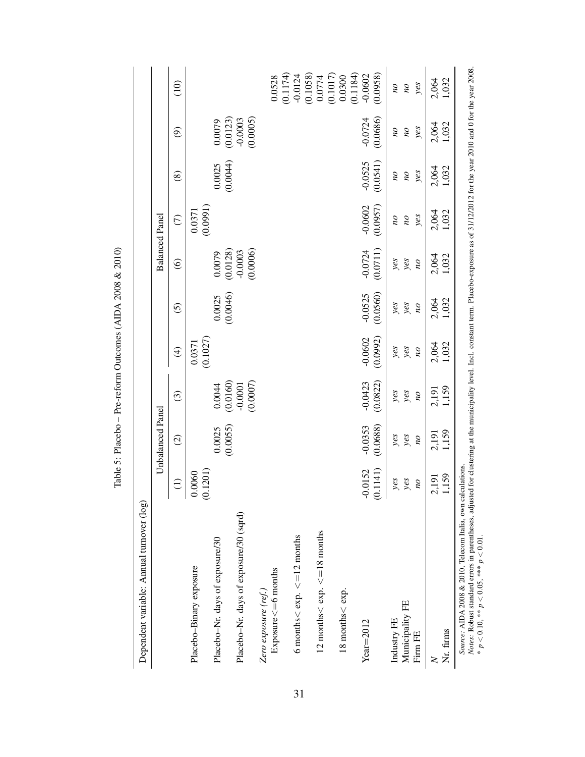Table 5: Placebo – Pre-reform Outcomes (AIDA 2008 & 2010)

| Dependent variable: Annual turnover (log) | Unbalanced Panel | | | Balanced Panel | | | | | | |
|---|---|---|---|---|---|---|---|---|---|---|
| | (1) | (2) | (3) | (4) | (5) | (6) | (7) | (8) | (9) | (10) |
| Placebo–Binary exposure | 0.0060 | | | 0.0371 | | | 0.0371 | | | |
| | (0.1201) | | | (0.1027) | | | (0.0991) | | | |
| Placebo–Nr. days of exposure/30 | | 0.0025 | 0.0044 | | 0.0025 | 0.0079 | | 0.0025 | 0.0079 | |
| | | (0.0055) | (0.0160) | | (0.0046) | (0.0128) | | (0.0044) | (0.0123) | |
| Placebo–Nr. days of exposure/30 (sqrd) | | | -0.0001 | | | -0.0003 | | | -0.0003 | |
| | | | (0.0007) | | | (0.0006) | | | (0.0005) | |
| *Zero exposure (ref.)* | | | | | | | | | | |
| Exposure<=6 months | | | | | | | | | | 0.0528 |
| | | | | | | | | | | (0.1174) |
| 6 months< exp. <=12 months | | | | | | | | | | -0.0124 |
| | | | | | | | | | | (0.1058) |
| 12 months< exp. <=18 months | | | | | | | | | | 0.0774 |
| | | | | | | | | | | (0.1017) |
| 18 months< exp. | | | | | | | | | | 0.0300 |
| | | | | | | | | | | (0.1184) |
| Year=2012 | -0.0152 | -0.0353 | -0.0423 | -0.0602 | -0.0525 | -0.0724 | -0.0602 | -0.0525 | -0.0724 | -0.0602 |
| | (0.1141) | (0.0688) | (0.0822) | (0.0992) | (0.0560) | (0.0711) | (0.0957) | (0.0541) | (0.0686) | (0.0958) |
| Industry FE | *yes* | *yes* | *yes* | *yes* | *yes* | *yes* | *no* | *no* | *no* | *no* |
| Municipality FE | *yes* | *yes* | *yes* | *yes* | *yes* | *yes* | *no* | *no* | *no* | *no* |
| Firm FE | *no* | *no* | *no* | *no* | *no* | *no* | *yes* | *yes* | *yes* | *yes* |
| $N$ | 2,191 | 2,191 | 2,191 | 2,064 | 2,064 | 2,064 | 2,064 | 2,064 | 2,064 | 2,064 |
| Nr. firms | 1,159 | 1,159 | 1,159 | 1,032 | 1,032 | 1,032 | 1,032 | 1,032 | 1,032 | 1,032 |

*Source*: AIDA 2008 & 2010, Telecom Italia, own calculations.
*Notes*: Robust standard errors in parentheses, adjusted for clustering at the municipality level. Incl. constant term. Placebo-exposure as of 31/12/2012 for the year 2010 and 0 for the year 2008.
* $p < 0.10$, ** $p < 0.05$, *** $p < 0.01$.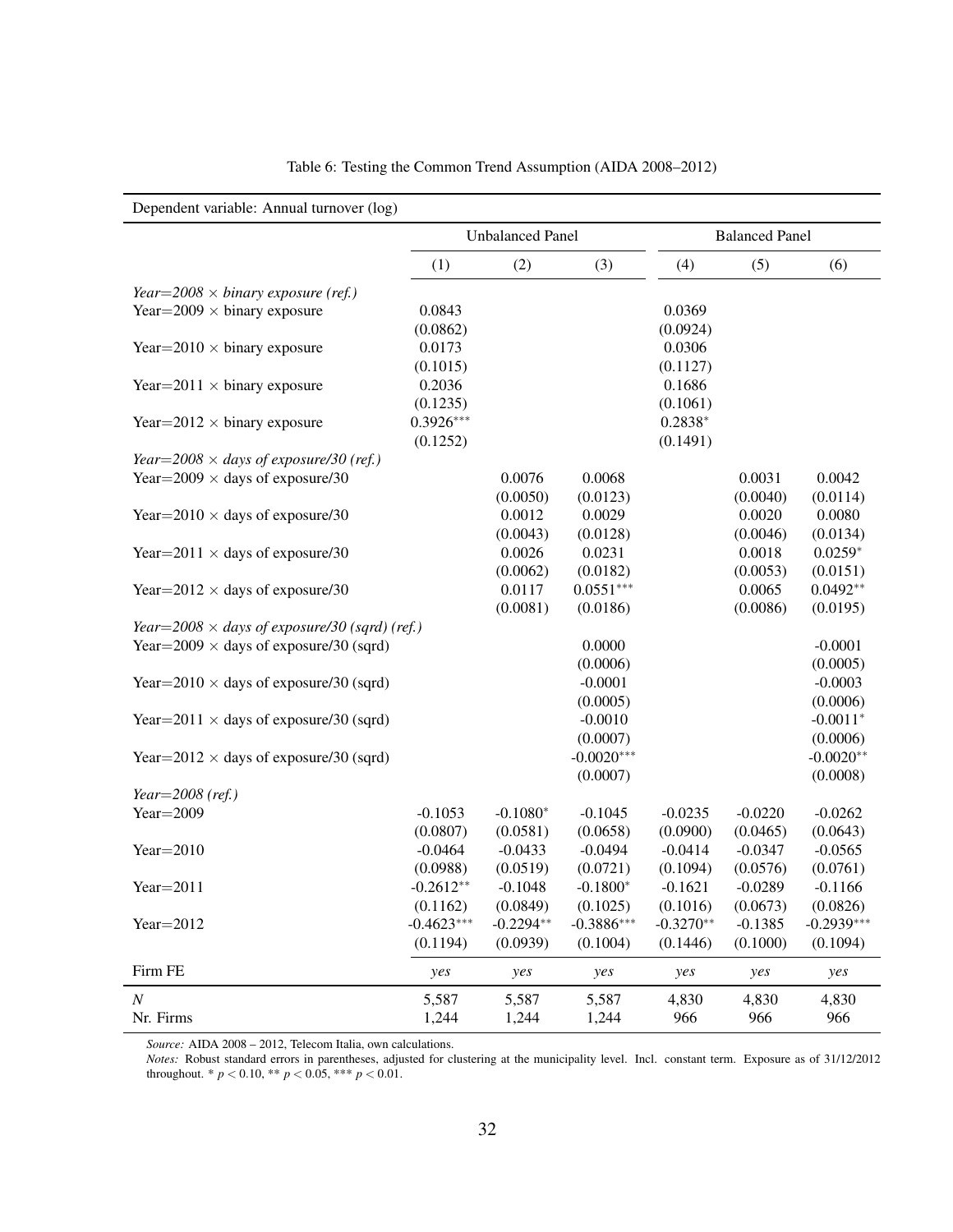Table 6: Testing the Common Trend Assumption (AIDA 2008–2012)

| Dependent variable: Annual turnover (log) | | | | | | |
|---|---|---|---|---|---|---|
| | Unbalanced Panel | | | Balanced Panel | | |
| | (1) | (2) | (3) | (4) | (5) | (6) |
| *Year=2008 × binary exposure (ref.)* | | | | | | |
| Year=2009 × binary exposure | 0.0843 | | | 0.0369 | | |
| | (0.0862) | | | (0.0924) | | |
| Year=2010 × binary exposure | 0.0173 | | | 0.0306 | | |
| | (0.1015) | | | (0.1127) | | |
| Year=2011 × binary exposure | 0.2036 | | | 0.1686 | | |
| | (0.1235) | | | (0.1061) | | |
| Year=2012 × binary exposure | 0.3926*** | | | 0.2838* | | |
| | (0.1252) | | | (0.1491) | | |
| *Year=2008 × days of exposure/30 (ref.)* | | | | | | |
| Year=2009 × days of exposure/30 | | 0.0076 | 0.0068 | | 0.0031 | 0.0042 |
| | | (0.0050) | (0.0123) | | (0.0040) | (0.0114) |
| Year=2010 × days of exposure/30 | | 0.0012 | 0.0029 | | 0.0020 | 0.0080 |
| | | (0.0043) | (0.0128) | | (0.0046) | (0.0134) |
| Year=2011 × days of exposure/30 | | 0.0026 | 0.0231 | | 0.0018 | 0.0259* |
| | | (0.0062) | (0.0182) | | (0.0053) | (0.0151) |
| Year=2012 × days of exposure/30 | | 0.0117 | 0.0551*** | | 0.0065 | 0.0492** |
| | | (0.0081) | (0.0186) | | (0.0086) | (0.0195) |
| *Year=2008 × days of exposure/30 (sqrd) (ref.)* | | | | | | |
| Year=2009 × days of exposure/30 (sqrd) | | | 0.0000 | | | -0.0001 |
| | | | (0.0006) | | | (0.0005) |
| Year=2010 × days of exposure/30 (sqrd) | | | -0.0001 | | | -0.0003 |
| | | | (0.0005) | | | (0.0006) |
| Year=2011 × days of exposure/30 (sqrd) | | | -0.0010 | | | -0.0011* |
| | | | (0.0007) | | | (0.0006) |
| Year=2012 × days of exposure/30 (sqrd) | | | -0.0020*** | | | -0.0020** |
| | | | (0.0007) | | | (0.0008) |
| *Year=2008 (ref.)* | | | | | | |
| Year=2009 | -0.1053 | -0.1080* | -0.1045 | -0.0235 | -0.0220 | -0.0262 |
| | (0.0807) | (0.0581) | (0.0658) | (0.0900) | (0.0465) | (0.0643) |
| Year=2010 | -0.0464 | -0.0433 | -0.0494 | -0.0414 | -0.0347 | -0.0565 |
| | (0.0988) | (0.0519) | (0.0721) | (0.1094) | (0.0576) | (0.0761) |
| Year=2011 | -0.2612** | -0.1048 | -0.1800* | -0.1621 | -0.0289 | -0.1166 |
| | (0.1162) | (0.0849) | (0.1025) | (0.1016) | (0.0673) | (0.0826) |
| Year=2012 | -0.4623*** | -0.2294** | -0.3886*** | -0.3270** | -0.1385 | -0.2939*** |
| | (0.1194) | (0.0939) | (0.1004) | (0.1446) | (0.1000) | (0.1094) |
| Firm FE | *yes* | *yes* | *yes* | *yes* | *yes* | *yes* |
| $N$ | 5,587 | 5,587 | 5,587 | 4,830 | 4,830 | 4,830 |
| Nr. Firms | 1,244 | 1,244 | 1,244 | 966 | 966 | 966 |

*Source:* AIDA 2008 – 2012, Telecom Italia, own calculations.
*Notes:* Robust standard errors in parentheses, adjusted for clustering at the municipality level. Incl. constant term. Exposure as of 31/12/2012 throughout. * $p < 0.10$, ** $p < 0.05$, *** $p < 0.01$.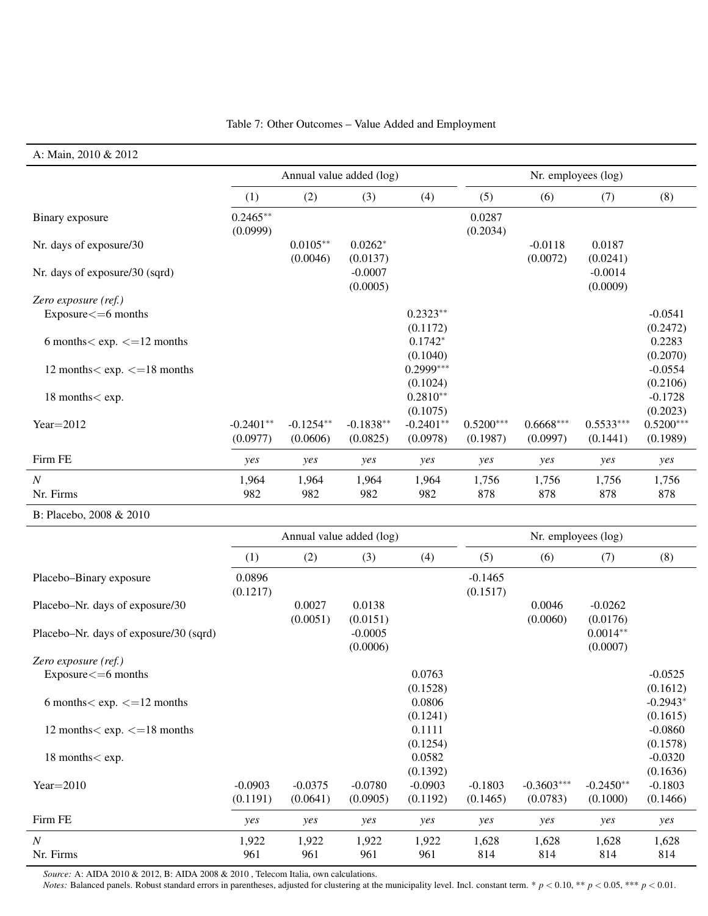Table 7: Other Outcomes – Value Added and Employment

| A: Main, 2010 & 2012 | | | | | | | | |
|---|---|---|---|---|---|---|---|---|
| | Annual value added (log) | | | | Nr. employees (log) | | | |
| | (1) | (2) | (3) | (4) | (5) | (6) | (7) | (8) |
| Binary exposure | 0.2465** | | | | 0.0287 | | | |
| | (0.0999) | | | | (0.2034) | | | |
| Nr. days of exposure/30 | | 0.0105** | 0.0262* | | | -0.0118 | 0.0187 | |
| | | (0.0046) | (0.0137) | | | (0.0072) | (0.0241) | |
| Nr. days of exposure/30 (sqrd) | | | -0.0007 | | | | -0.0014 | |
| | | | (0.0005) | | | | (0.0009) | |
| *Zero exposure (ref.)* | | | | | | | | |
| Exposure<=6 months | | | | 0.2323** | | | | -0.0541 |
| | | | | (0.1172) | | | | (0.2472) |
| 6 months< exp. <=12 months | | | | 0.1742* | | | | 0.2283 |
| | | | | (0.1040) | | | | (0.2070) |
| 12 months< exp. <=18 months | | | | 0.2999*** | | | | -0.0554 |
| | | | | (0.1024) | | | | (0.2106) |
| 18 months< exp. | | | | 0.2810** | | | | -0.1728 |
| | | | | (0.1075) | | | | (0.2023) |
| Year=2012 | -0.2401** | -0.1254** | -0.1838** | -0.2401** | 0.5200*** | 0.6668*** | 0.5533*** | 0.5200*** |
| | (0.0977) | (0.0606) | (0.0825) | (0.0978) | (0.1987) | (0.0997) | (0.1441) | (0.1989) |
| Firm FE | *yes* | *yes* | *yes* | *yes* | *yes* | *yes* | *yes* | *yes* |
| *N* | 1,964 | 1,964 | 1,964 | 1,964 | 1,756 | 1,756 | 1,756 | 1,756 |
| Nr. Firms | 982 | 982 | 982 | 982 | 878 | 878 | 878 | 878 |

| B: Placebo, 2008 & 2010 | | | | | | | | |
|---|---|---|---|---|---|---|---|---|
| | Annual value added (log) | | | | Nr. employees (log) | | | |
| | (1) | (2) | (3) | (4) | (5) | (6) | (7) | (8) |
| Placebo–Binary exposure | 0.0896 | | | | -0.1465 | | | |
| | (0.1217) | | | | (0.1517) | | | |
| Placebo–Nr. days of exposure/30 | | 0.0027 | 0.0138 | | | 0.0046 | -0.0262 | |
| | | (0.0051) | (0.0151) | | | (0.0060) | (0.0176) | |
| Placebo–Nr. days of exposure/30 (sqrd) | | | -0.0005 | | | | 0.0014** | |
| | | | (0.0006) | | | | (0.0007) | |
| *Zero exposure (ref.)* | | | | | | | | |
| Exposure<=6 months | | | | 0.0763 | | | | -0.0525 |
| | | | | (0.1528) | | | | (0.1612) |
| 6 months< exp. <=12 months | | | | 0.0806 | | | | -0.2943* |
| | | | | (0.1241) | | | | (0.1615) |
| 12 months< exp. <=18 months | | | | 0.1111 | | | | -0.0860 |
| | | | | (0.1254) | | | | (0.1578) |
| 18 months< exp. | | | | 0.0582 | | | | -0.0320 |
| | | | | (0.1392) | | | | (0.1636) |
| Year=2010 | -0.0903 | -0.0375 | -0.0780 | -0.0903 | -0.1803 | -0.3603*** | -0.2450** | -0.1803 |
| | (0.1191) | (0.0641) | (0.0905) | (0.1192) | (0.1465) | (0.0783) | (0.1000) | (0.1466) |
| Firm FE | *yes* | *yes* | *yes* | *yes* | *yes* | *yes* | *yes* | *yes* |
| *N* | 1,922 | 1,922 | 1,922 | 1,922 | 1,628 | 1,628 | 1,628 | 1,628 |
| Nr. Firms | 961 | 961 | 961 | 961 | 814 | 814 | 814 | 814 |

*Source:* A: AIDA 2010 & 2012, B: AIDA 2008 & 2010 , Telecom Italia, own calculations.
*Notes:* Balanced panels. Robust standard errors in parentheses, adjusted for clustering at the municipality level. Incl. constant term. * $p < 0.10$, ** $p < 0.05$, *** $p < 0.01$.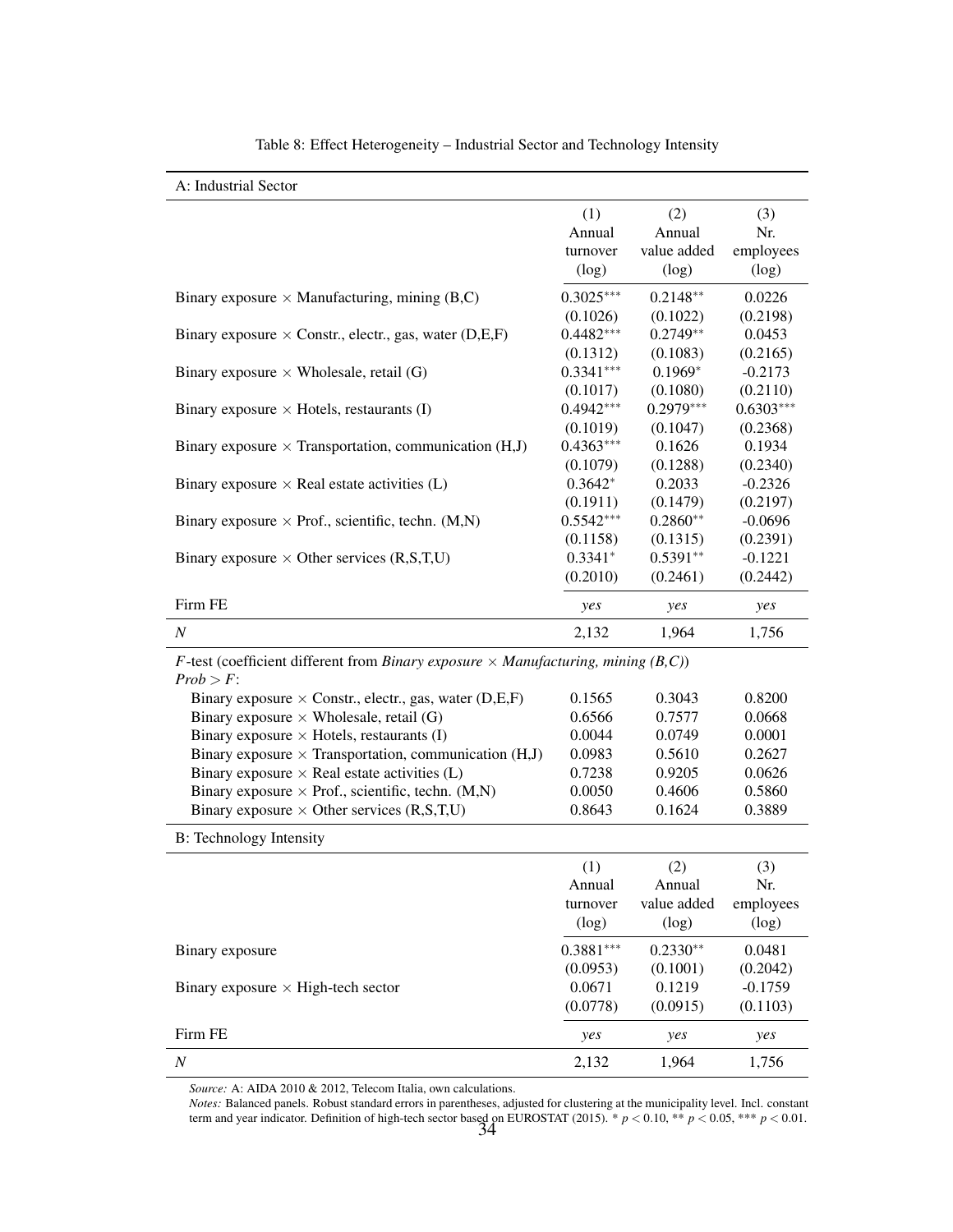Table 8: Effect Heterogeneity – Industrial Sector and Technology Intensity

**A: Industrial Sector**

| | (1) Annual turnover (log) | (2) Annual value added (log) | (3) Nr. employees (log) |
|---|---|---|---|
| Binary exposure × Manufacturing, mining (B,C) | 0.3025*** | 0.2148** | 0.0226 |
| | (0.1026) | (0.1022) | (0.2198) |
| Binary exposure × Constr., electr., gas, water (D,E,F) | 0.4482*** | 0.2749** | 0.0453 |
| | (0.1312) | (0.1083) | (0.2165) |
| Binary exposure × Wholesale, retail (G) | 0.3341*** | 0.1969* | -0.2173 |
| | (0.1017) | (0.1080) | (0.2110) |
| Binary exposure × Hotels, restaurants (I) | 0.4942*** | 0.2979*** | 0.6303*** |
| | (0.1019) | (0.1047) | (0.2368) |
| Binary exposure × Transportation, communication (H,J) | 0.4363*** | 0.1626 | 0.1934 |
| | (0.1079) | (0.1288) | (0.2340) |
| Binary exposure × Real estate activities (L) | 0.3642* | 0.2033 | -0.2326 |
| | (0.1911) | (0.1479) | (0.2197) |
| Binary exposure × Prof., scientific, techn. (M,N) | 0.5542*** | 0.2860** | -0.0696 |
| | (0.1158) | (0.1315) | (0.2391) |
| Binary exposure × Other services (R,S,T,U) | 0.3341* | 0.5391** | -0.1221 |
| | (0.2010) | (0.2461) | (0.2442) |
| Firm FE | *yes* | *yes* | *yes* |
| $N$ | 2,132 | 1,964 | 1,756 |
| $F$-test (coefficient different from *Binary exposure × Manufacturing, mining (B,C)*) $Prob > F$: | | | |
| Binary exposure × Constr., electr., gas, water (D,E,F) | 0.1565 | 0.3043 | 0.8200 |
| Binary exposure × Wholesale, retail (G) | 0.6566 | 0.7577 | 0.0668 |
| Binary exposure × Hotels, restaurants (I) | 0.0044 | 0.0749 | 0.0001 |
| Binary exposure × Transportation, communication (H,J) | 0.0983 | 0.5610 | 0.2627 |
| Binary exposure × Real estate activities (L) | 0.7238 | 0.9205 | 0.0626 |
| Binary exposure × Prof., scientific, techn. (M,N) | 0.0050 | 0.4606 | 0.5860 |
| Binary exposure × Other services (R,S,T,U) | 0.8643 | 0.1624 | 0.3889 |

**B: Technology Intensity**

| | (1) Annual turnover (log) | (2) Annual value added (log) | (3) Nr. employees (log) |
|---|---|---|---|
| Binary exposure | 0.3881*** | 0.2330** | 0.0481 |
| | (0.0953) | (0.1001) | (0.2042) |
| Binary exposure × High-tech sector | 0.0671 | 0.1219 | -0.1759 |
| | (0.0778) | (0.0915) | (0.1103) |
| Firm FE | *yes* | *yes* | *yes* |
| $N$ | 2,132 | 1,964 | 1,756 |

*Source:* A: AIDA 2010 & 2012, Telecom Italia, own calculations.

*Notes:* Balanced panels. Robust standard errors in parentheses, adjusted for clustering at the municipality level. Incl. constant term and year indicator. Definition of high-tech sector based on EUROSTAT (2015). * $p < 0.10$, ** $p < 0.05$, *** $p < 0.01$.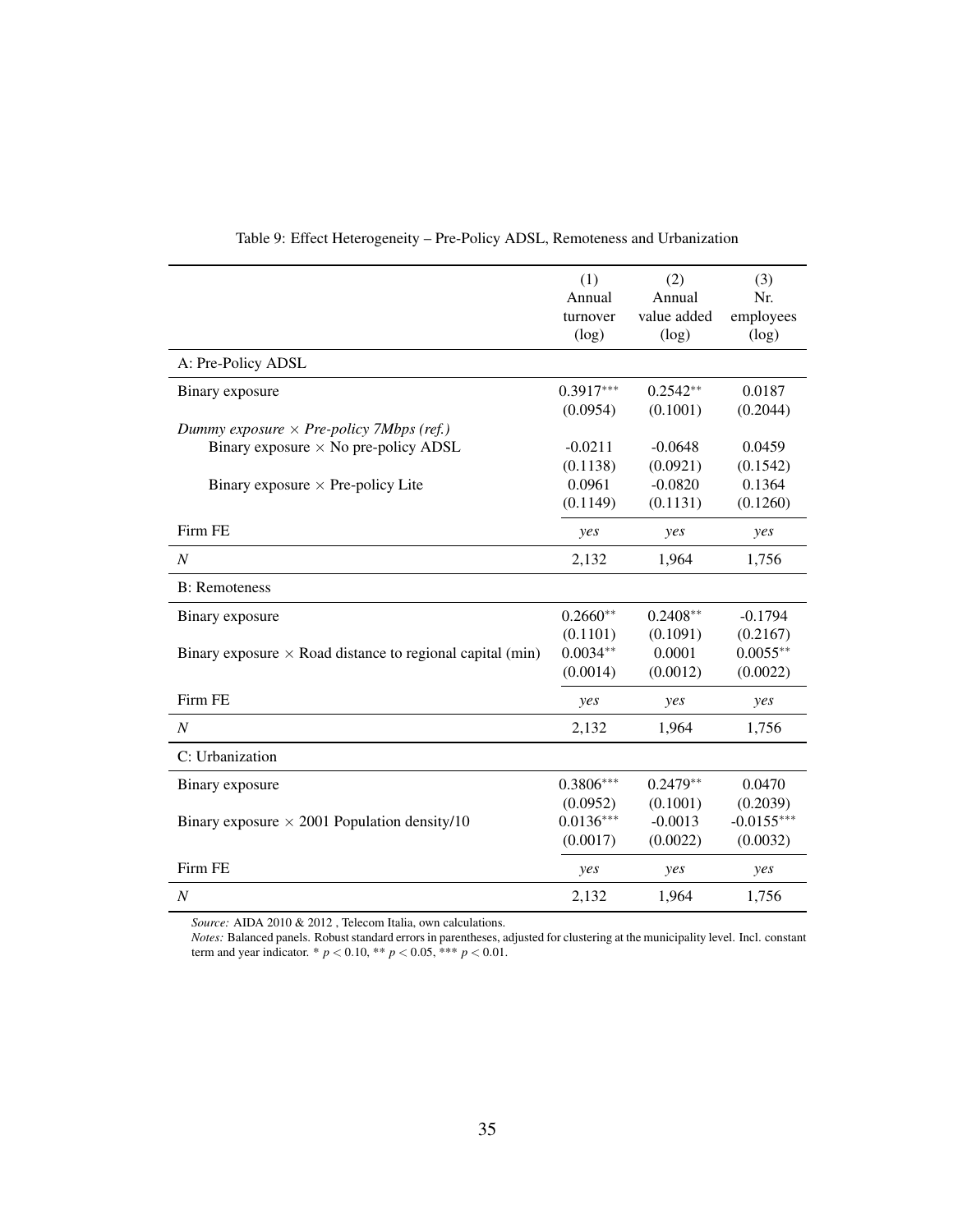Table 9: Effect Heterogeneity – Pre-Policy ADSL, Remoteness and Urbanization

| | (1) Annual turnover (log) | (2) Annual value added (log) | (3) Nr. employees (log) |
|---|---|---|---|
| A: Pre-Policy ADSL | | | |
| Binary exposure | 0.3917*** | 0.2542** | 0.0187 |
| | (0.0954) | (0.1001) | (0.2044) |
| *Dummy exposure × Pre-policy 7Mbps (ref.)* | | | |
| Binary exposure × No pre-policy ADSL | -0.0211 | -0.0648 | 0.0459 |
| | (0.1138) | (0.0921) | (0.1542) |
| Binary exposure × Pre-policy Lite | 0.0961 | -0.0820 | 0.1364 |
| | (0.1149) | (0.1131) | (0.1260) |
| Firm FE | *yes* | *yes* | *yes* |
| $N$ | 2,132 | 1,964 | 1,756 |
| B: Remoteness | | | |
| Binary exposure | 0.2660** | 0.2408** | -0.1794 |
| | (0.1101) | (0.1091) | (0.2167) |
| Binary exposure × Road distance to regional capital (min) | 0.0034** | 0.0001 | 0.0055** |
| | (0.0014) | (0.0012) | (0.0022) |
| Firm FE | *yes* | *yes* | *yes* |
| $N$ | 2,132 | 1,964 | 1,756 |
| C: Urbanization | | | |
| Binary exposure | 0.3806*** | 0.2479** | 0.0470 |
| | (0.0952) | (0.1001) | (0.2039) |
| Binary exposure × 2001 Population density/10 | 0.0136*** | -0.0013 | -0.0155*** |
| | (0.0017) | (0.0022) | (0.0032) |
| Firm FE | *yes* | *yes* | *yes* |
| $N$ | 2,132 | 1,964 | 1,756 |

*Source:* AIDA 2010 & 2012 , Telecom Italia, own calculations.
*Notes:* Balanced panels. Robust standard errors in parentheses, adjusted for clustering at the municipality level. Incl. constant term and year indicator. * $p < 0.10$, ** $p < 0.05$, *** $p < 0.01$.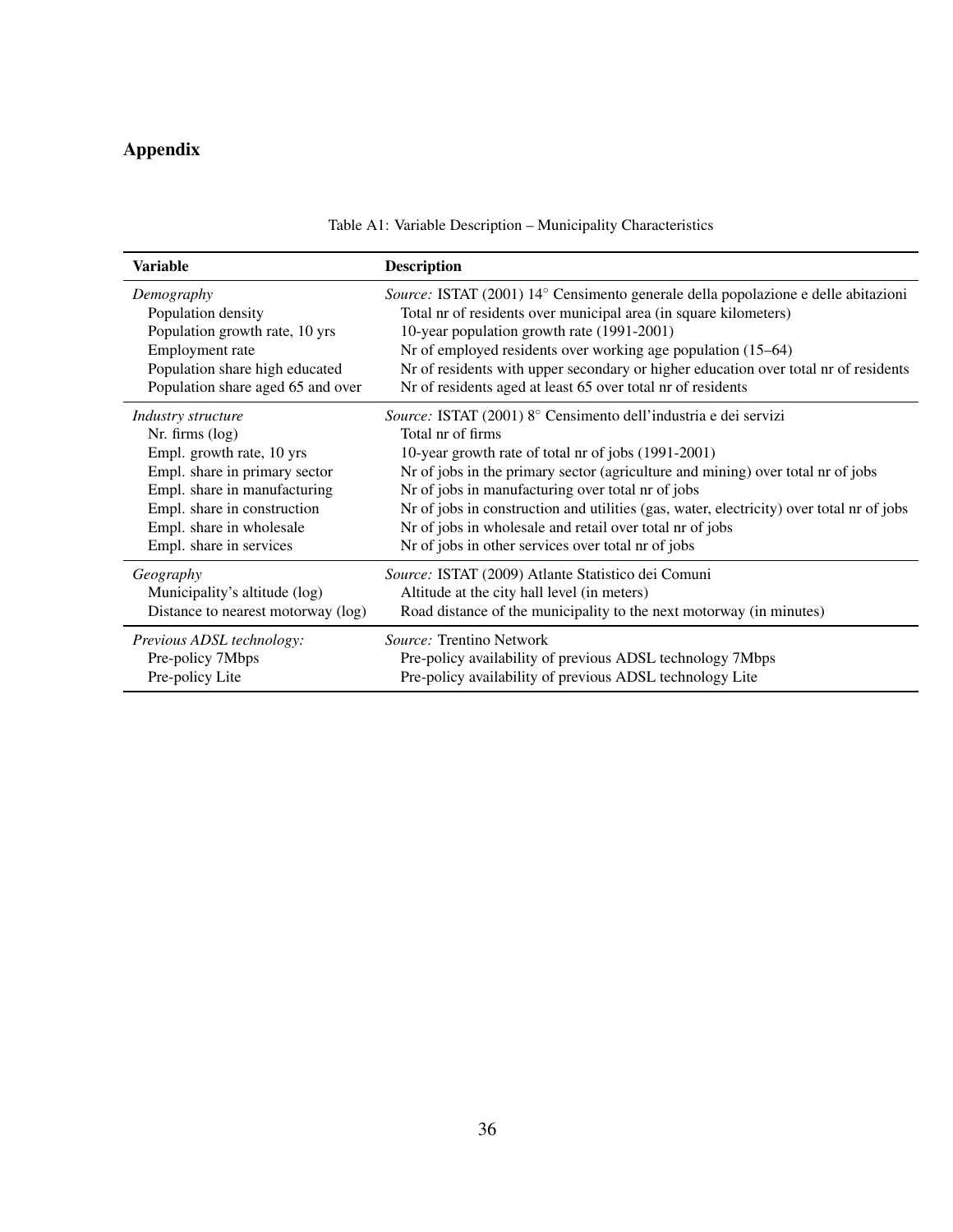# Appendix

Table A1: Variable Description – Municipality Characteristics

| Variable | Description |
|---|---|
| *Demography* | *Source:* ISTAT (2001) 14° Censimento generale della popolazione e delle abitazioni |
| Population density | Total nr of residents over municipal area (in square kilometers) |
| Population growth rate, 10 yrs | 10-year population growth rate (1991-2001) |
| Employment rate | Nr of employed residents over working age population (15–64) |
| Population share high educated | Nr of residents with upper secondary or higher education over total nr of residents |
| Population share aged 65 and over | Nr of residents aged at least 65 over total nr of residents |
| *Industry structure* | *Source:* ISTAT (2001) 8° Censimento dell'industria e dei servizi |
| Nr. firms (log) | Total nr of firms |
| Empl. growth rate, 10 yrs | 10-year growth rate of total nr of jobs (1991-2001) |
| Empl. share in primary sector | Nr of jobs in the primary sector (agriculture and mining) over total nr of jobs |
| Empl. share in manufacturing | Nr of jobs in manufacturing over total nr of jobs |
| Empl. share in construction | Nr of jobs in construction and utilities (gas, water, electricity) over total nr of jobs |
| Empl. share in wholesale | Nr of jobs in wholesale and retail over total nr of jobs |
| Empl. share in services | Nr of jobs in other services over total nr of jobs |
| *Geography* | *Source:* ISTAT (2009) Atlante Statistico dei Comuni |
| Municipality's altitude (log) | Altitude at the city hall level (in meters) |
| Distance to nearest motorway (log) | Road distance of the municipality to the next motorway (in minutes) |
| *Previous ADSL technology:* | *Source:* Trentino Network |
| Pre-policy 7Mbps | Pre-policy availability of previous ADSL technology 7Mbps |
| Pre-policy Lite | Pre-policy availability of previous ADSL technology Lite |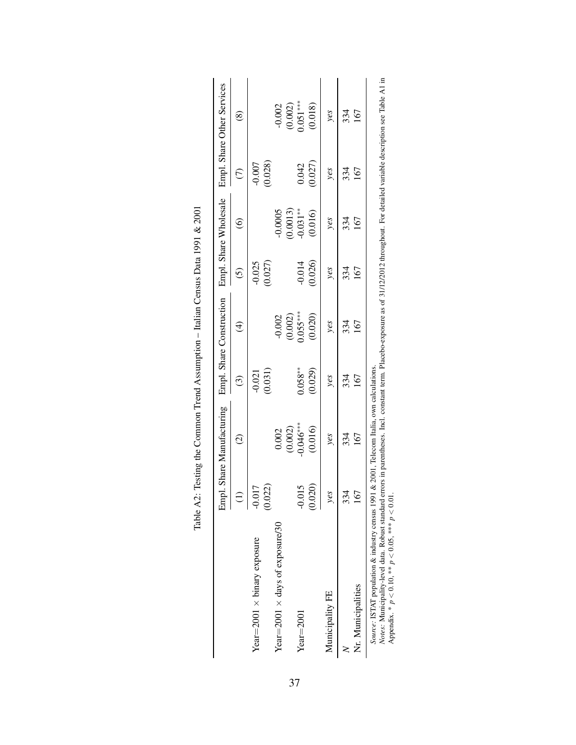Table A2: Testing the Common Trend Assumption – Italian Census Data 1991 & 2001

| | Empl. Share Manufacturing | | Empl. Share Construction | | Empl. Share Wholesale | | Empl. Share Other Services | |
|---|---|---|---|---|---|---|---|---|
| | (1) | (2) | (3) | (4) | (5) | (6) | (7) | (8) |
| Year=2001 × binary exposure | -0.017 | | -0.021 | | -0.025 | | -0.007 | |
| | (0.022) | | (0.031) | | (0.027) | | (0.028) | |
| Year=2001 × days of exposure/30 | | 0.002 | | -0.002 | | -0.0005 | | -0.002 |
| | | (0.002) | | (0.002) | | (0.0013) | | (0.002) |
| Year=2001 | -0.015 | -0.046*** | 0.058** | 0.055*** | -0.014 | -0.031** | 0.042 | 0.051*** |
| | (0.020) | (0.016) | (0.029) | (0.020) | (0.026) | (0.016) | (0.027) | (0.018) |
| Municipality FE | *yes* | *yes* | *yes* | *yes* | *yes* | *yes* | *yes* | *yes* |
| $N$ | 334 | 334 | 334 | 334 | 334 | 334 | 334 | 334 |
| Nr. Municipalities | 167 | 167 | 167 | 167 | 167 | 167 | 167 | 167 |

*Source*: ISTAT population & industry census 1991 & 2001, Telecom Italia, own calculations.
*Notes*: Municipality-level data. Robust standard errors in parentheses. Incl. constant term. Placebo-exposure as of 31/12/2012 throughout. For detailed variable description see Table A1 in Appendix. * $p < 0.10$, ** $p < 0.05$, *** $p < 0.01$.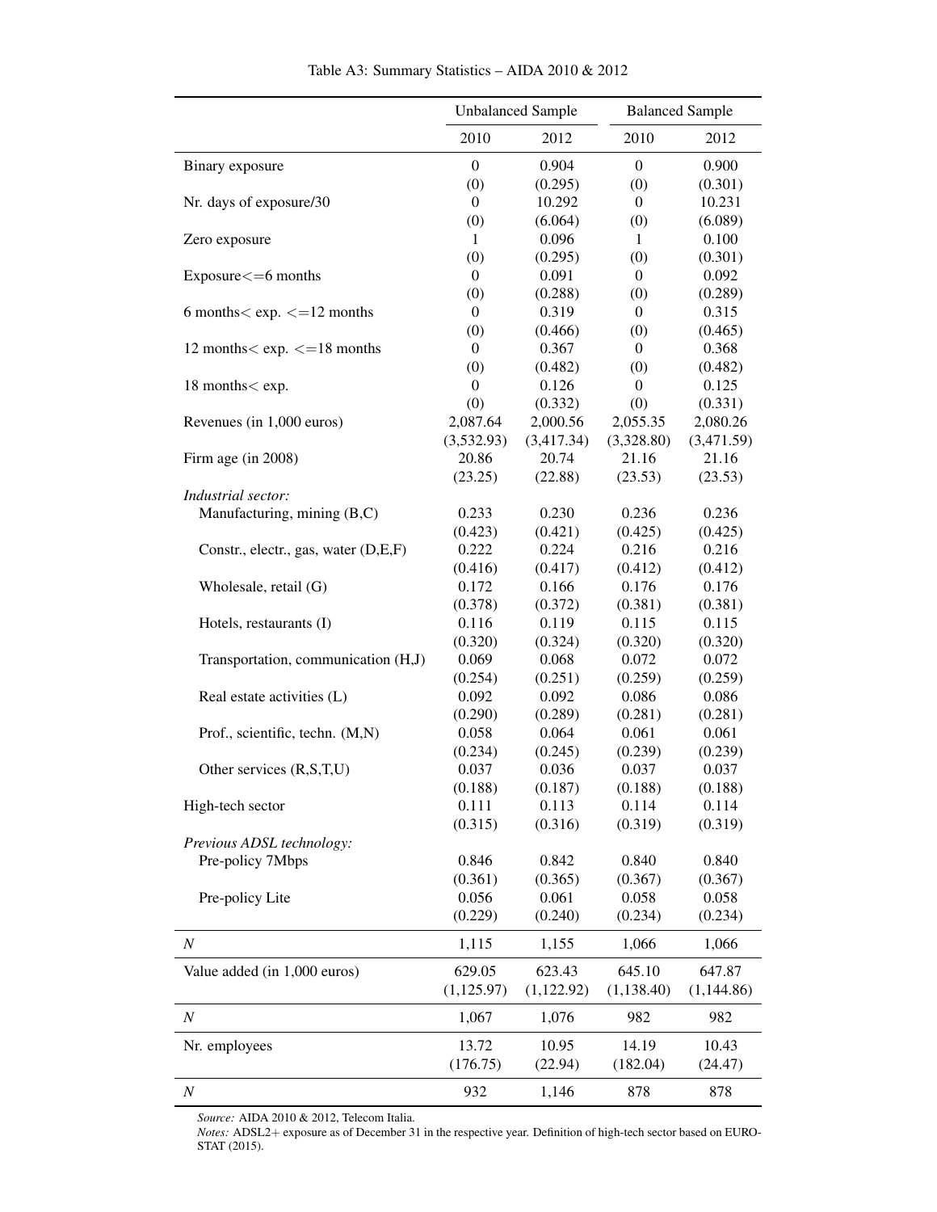Table A3: Summary Statistics – AIDA 2010 & 2012

| | Unbalanced Sample | | Balanced Sample | |
|---|---|---|---|---|
| | 2010 | 2012 | 2010 | 2012 |
| Binary exposure | 0 | 0.904 | 0 | 0.900 |
| | (0) | (0.295) | (0) | (0.301) |
| Nr. days of exposure/30 | 0 | 10.292 | 0 | 10.231 |
| | (0) | (6.064) | (0) | (6.089) |
| Zero exposure | 1 | 0.096 | 1 | 0.100 |
| | (0) | (0.295) | (0) | (0.301) |
| Exposure<=6 months | 0 | 0.091 | 0 | 0.092 |
| | (0) | (0.288) | (0) | (0.289) |
| 6 months< exp. <=12 months | 0 | 0.319 | 0 | 0.315 |
| | (0) | (0.466) | (0) | (0.465) |
| 12 months< exp. <=18 months | 0 | 0.367 | 0 | 0.368 |
| | (0) | (0.482) | (0) | (0.482) |
| 18 months< exp. | 0 | 0.126 | 0 | 0.125 |
| | (0) | (0.332) | (0) | (0.331) |
| Revenues (in 1,000 euros) | 2,087.64 | 2,000.56 | 2,055.35 | 2,080.26 |
| | (3,532.93) | (3,417.34) | (3,328.80) | (3,471.59) |
| Firm age (in 2008) | 20.86 | 20.74 | 21.16 | 21.16 |
| | (23.25) | (22.88) | (23.53) | (23.53) |
| *Industrial sector:* | | | | |
| Manufacturing, mining (B,C) | 0.233 | 0.230 | 0.236 | 0.236 |
| | (0.423) | (0.421) | (0.425) | (0.425) |
| Constr., electr., gas, water (D,E,F) | 0.222 | 0.224 | 0.216 | 0.216 |
| | (0.416) | (0.417) | (0.412) | (0.412) |
| Wholesale, retail (G) | 0.172 | 0.166 | 0.176 | 0.176 |
| | (0.378) | (0.372) | (0.381) | (0.381) |
| Hotels, restaurants (I) | 0.116 | 0.119 | 0.115 | 0.115 |
| | (0.320) | (0.324) | (0.320) | (0.320) |
| Transportation, communication (H,J) | 0.069 | 0.068 | 0.072 | 0.072 |
| | (0.254) | (0.251) | (0.259) | (0.259) |
| Real estate activities (L) | 0.092 | 0.092 | 0.086 | 0.086 |
| | (0.290) | (0.289) | (0.281) | (0.281) |
| Prof., scientific, techn. (M,N) | 0.058 | 0.064 | 0.061 | 0.061 |
| | (0.234) | (0.245) | (0.239) | (0.239) |
| Other services (R,S,T,U) | 0.037 | 0.036 | 0.037 | 0.037 |
| | (0.188) | (0.187) | (0.188) | (0.188) |
| High-tech sector | 0.111 | 0.113 | 0.114 | 0.114 |
| | (0.315) | (0.316) | (0.319) | (0.319) |
| *Previous ADSL technology:* | | | | |
| Pre-policy 7Mbps | 0.846 | 0.842 | 0.840 | 0.840 |
| | (0.361) | (0.365) | (0.367) | (0.367) |
| Pre-policy Lite | 0.056 | 0.061 | 0.058 | 0.058 |
| | (0.229) | (0.240) | (0.234) | (0.234) |
| *N* | 1,115 | 1,155 | 1,066 | 1,066 |
| Value added (in 1,000 euros) | 629.05 | 623.43 | 645.10 | 647.87 |
| | (1,125.97) | (1,122.92) | (1,138.40) | (1,144.86) |
| *N* | 1,067 | 1,076 | 982 | 982 |
| Nr. employees | 13.72 | 10.95 | 14.19 | 10.43 |
| | (176.75) | (22.94) | (182.04) | (24.47) |
| *N* | 932 | 1,146 | 878 | 878 |

*Source:* AIDA 2010 & 2012, Telecom Italia.
*Notes:* ADSL2+ exposure as of December 31 in the respective year. Definition of high-tech sector based on EUROSTAT (2015).